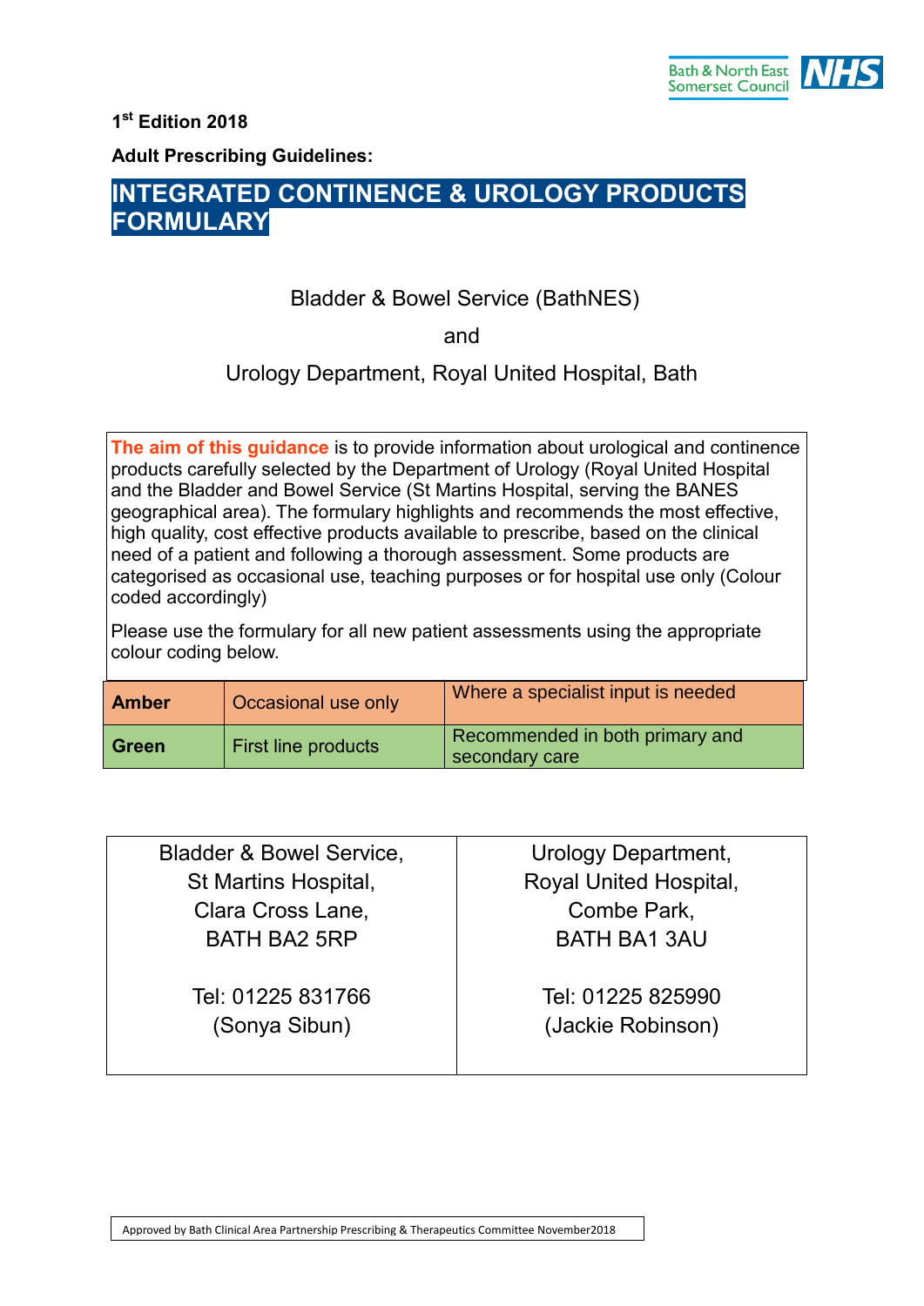1st Edition 2018

**Adult Prescribing Guidelines:**

# INTEGRATED CONTINENCE & UROLOGY PRODUCTS FORMULARY

Bladder & Bowel Service (BathNES)

and

Urology Department, Royal United Hospital, Bath

**The aim of this guidance** is to provide information about urological and continence products carefully selected by the Department of Urology (Royal United Hospital and the Bladder and Bowel Service (St Martins Hospital, serving the BANES geographical area). The formulary highlights and recommends the most effective, high quality, cost effective products available to prescribe, based on the clinical need of a patient and following a thorough assessment. Some products are categorised as occasional use, teaching purposes or for hospital use only (Colour coded accordingly)

Please use the formulary for all new patient assessments using the appropriate colour coding below.

| | | |
|---|---|---|
| **Amber** | Occasional use only | Where a specialist input is needed |
| **Green** | First line products | Recommended in both primary and secondary care |

| | |
|---|---|
| Bladder & Bowel Service,<br>St Martins Hospital,<br>Clara Cross Lane,<br>BATH BA2 5RP<br><br>Tel: 01225 831766<br>(Sonya Sibun) | Urology Department,<br>Royal United Hospital,<br>Combe Park,<br>BATH BA1 3AU<br><br>Tel: 01225 825990<br>(Jackie Robinson) |

Approved by Bath Clinical Area Partnership Prescribing & Therapeutics Committee November2018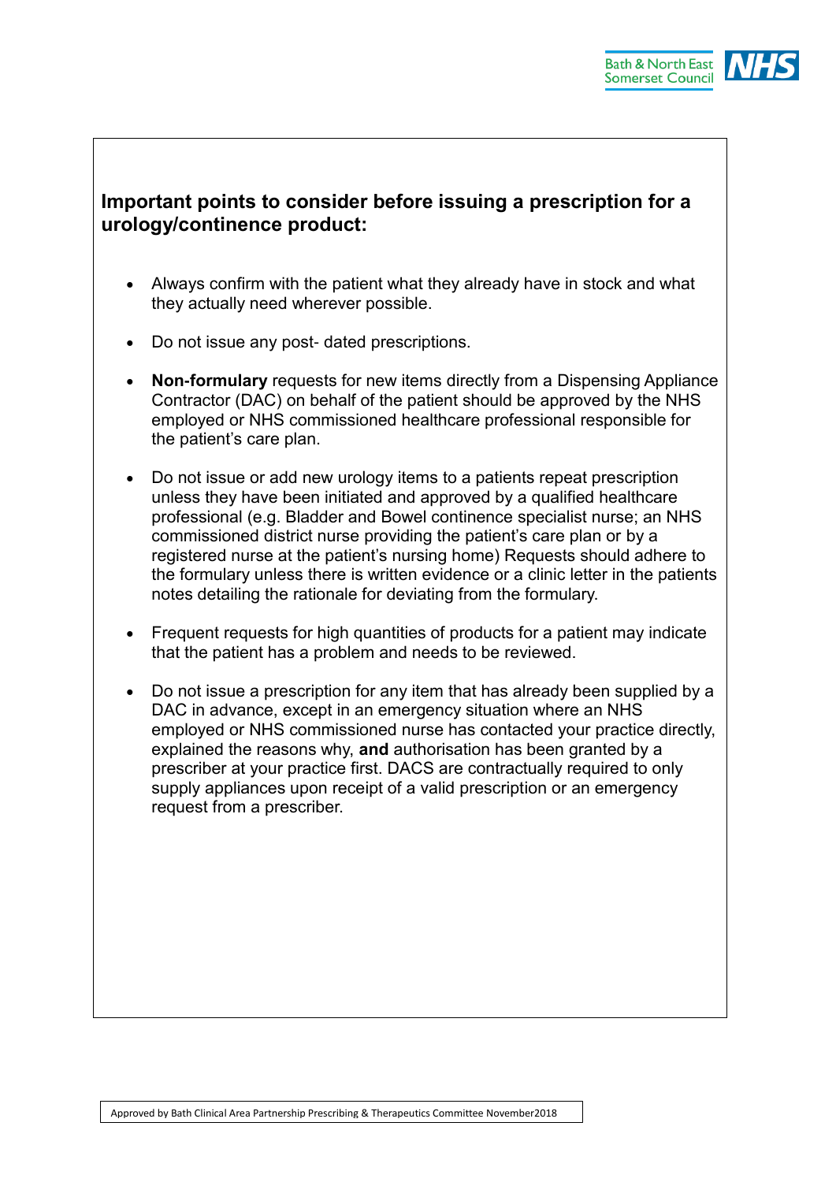## Important points to consider before issuing a prescription for a urology/continence product:

- Always confirm with the patient what they already have in stock and what they actually need wherever possible.
- Do not issue any post- dated prescriptions.
- **Non-formulary** requests for new items directly from a Dispensing Appliance Contractor (DAC) on behalf of the patient should be approved by the NHS employed or NHS commissioned healthcare professional responsible for the patient's care plan.
- Do not issue or add new urology items to a patients repeat prescription unless they have been initiated and approved by a qualified healthcare professional (e.g. Bladder and Bowel continence specialist nurse; an NHS commissioned district nurse providing the patient's care plan or by a registered nurse at the patient's nursing home) Requests should adhere to the formulary unless there is written evidence or a clinic letter in the patients notes detailing the rationale for deviating from the formulary.
- Frequent requests for high quantities of products for a patient may indicate that the patient has a problem and needs to be reviewed.
- Do not issue a prescription for any item that has already been supplied by a DAC in advance, except in an emergency situation where an NHS employed or NHS commissioned nurse has contacted your practice directly, explained the reasons why, **and** authorisation has been granted by a prescriber at your practice first. DACS are contractually required to only supply appliances upon receipt of a valid prescription or an emergency request from a prescriber.

Approved by Bath Clinical Area Partnership Prescribing & Therapeutics Committee November2018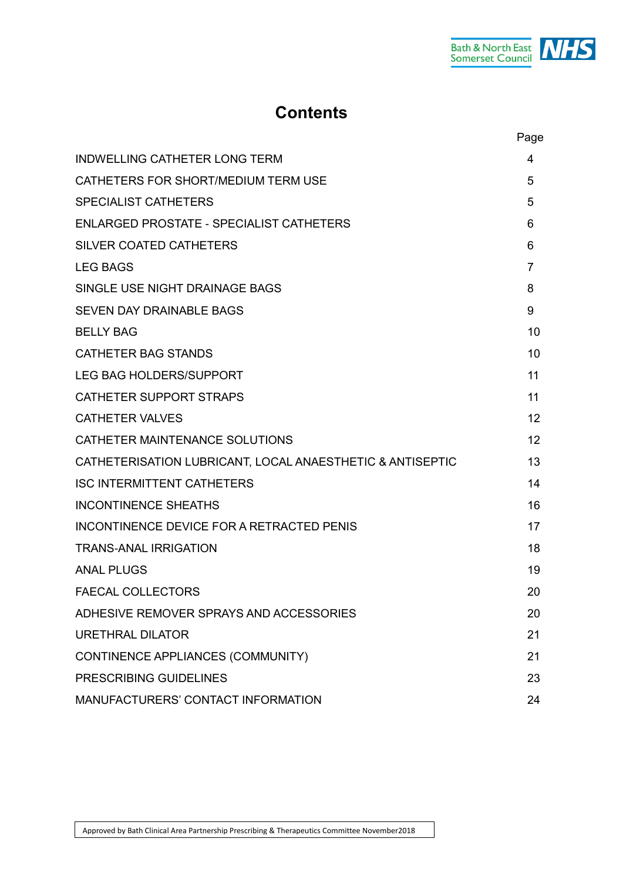# Contents

| | Page |
|---|---|
| INDWELLING CATHETER LONG TERM | 4 |
| CATHETERS FOR SHORT/MEDIUM TERM USE | 5 |
| SPECIALIST CATHETERS | 5 |
| ENLARGED PROSTATE - SPECIALIST CATHETERS | 6 |
| SILVER COATED CATHETERS | 6 |
| LEG BAGS | 7 |
| SINGLE USE NIGHT DRAINAGE BAGS | 8 |
| SEVEN DAY DRAINABLE BAGS | 9 |
| BELLY BAG | 10 |
| CATHETER BAG STANDS | 10 |
| LEG BAG HOLDERS/SUPPORT | 11 |
| CATHETER SUPPORT STRAPS | 11 |
| CATHETER VALVES | 12 |
| CATHETER MAINTENANCE SOLUTIONS | 12 |
| CATHETERISATION LUBRICANT, LOCAL ANAESTHETIC & ANTISEPTIC | 13 |
| ISC INTERMITTENT CATHETERS | 14 |
| INCONTINENCE SHEATHS | 16 |
| INCONTINENCE DEVICE FOR A RETRACTED PENIS | 17 |
| TRANS-ANAL IRRIGATION | 18 |
| ANAL PLUGS | 19 |
| FAECAL COLLECTORS | 20 |
| ADHESIVE REMOVER SPRAYS AND ACCESSORIES | 20 |
| URETHRAL DILATOR | 21 |
| CONTINENCE APPLIANCES (COMMUNITY) | 21 |
| PRESCRIBING GUIDELINES | 23 |
| MANUFACTURERS' CONTACT INFORMATION | 24 |

Approved by Bath Clinical Area Partnership Prescribing & Therapeutics Committee November2018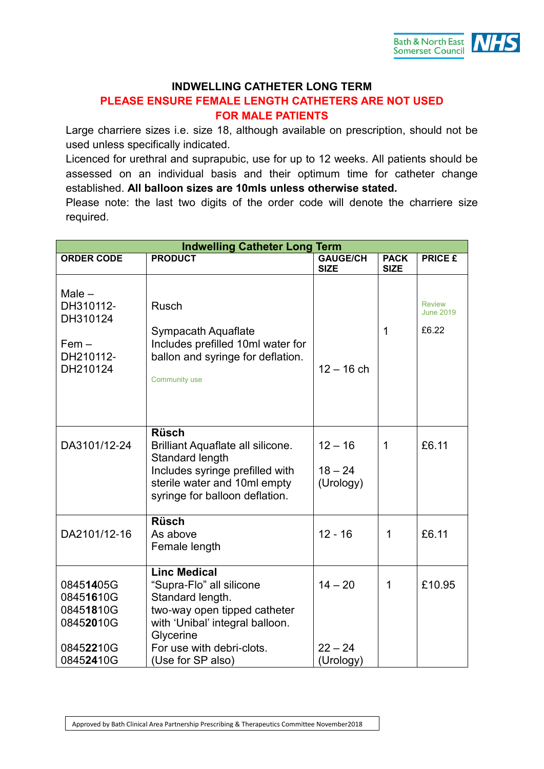**INDWELLING CATHETER LONG TERM**

**PLEASE ENSURE FEMALE LENGTH CATHETERS ARE NOT USED FOR MALE PATIENTS**

Large charriere sizes i.e. size 18, although available on prescription, should not be used unless specifically indicated.

Licenced for urethral and suprapubic, use for up to 12 weeks. All patients should be assessed on an individual basis and their optimum time for catheter change established. **All balloon sizes are 10mls unless otherwise stated.**

Please note: the last two digits of the order code will denote the charriere size required.

| Indwelling Catheter Long Term | | | | |
|---|---|---|---|---|
| **ORDER CODE** | **PRODUCT** | **GAUGE/CH SIZE** | **PACK SIZE** | **PRICE £** |
| Male – DH310112-DH310124<br><br>Fem – DH210112-DH210124 | Rusch<br><br>Sympacath Aquaflate<br>Includes prefilled 10ml water for ballon and syringe for deflation.<br><br>Community use | 12 – 16 ch | 1 | Review June 2019<br><br>£6.22 |
| DA3101/12-24 | **Rüsch**<br>Brilliant Aquaflate all silicone. Standard length<br>Includes syringe prefilled with sterile water and 10ml empty syringe for balloon deflation. | 12 – 16<br><br>18 – 24 (Urology) | 1 | £6.11 |
| DA2101/12-16 | **Rüsch**<br>As above<br>Female length | 12 - 16 | 1 | £6.11 |
| 0845**14**05G<br>0845**16**10G<br>0845**18**10G<br>0845**20**10G<br><br>0845**22**10G<br>0845**24**10G | **Linc Medical**<br>"Supra-Flo" all silicone<br>Standard length.<br>two-way open tipped catheter with 'Unibal' integral balloon.<br>Glycerine<br>For use with debri-clots.<br>(Use for SP also) | 14 – 20<br><br>22 – 24 (Urology) | 1 | £10.95 |

Approved by Bath Clinical Area Partnership Prescribing & Therapeutics Committee November2018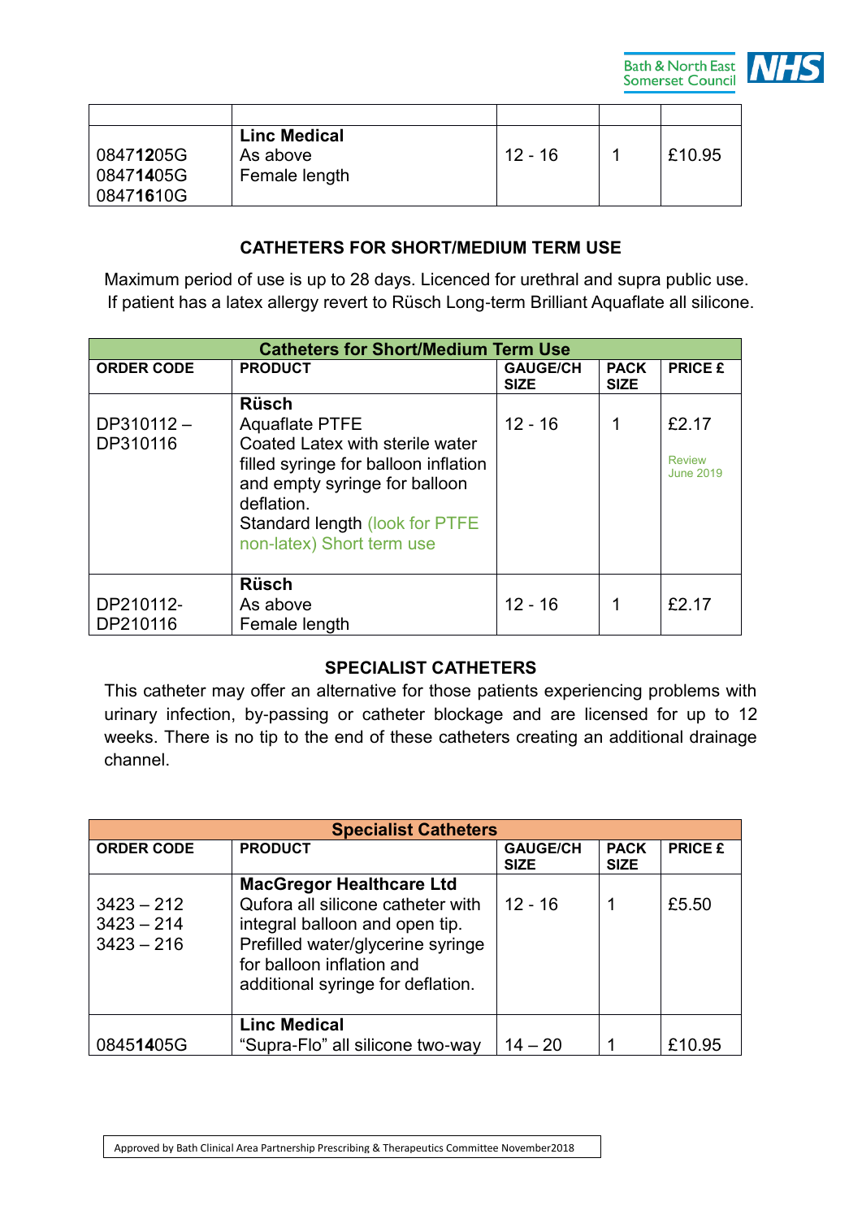| | | | | |
|---|---|---|---|---|
| 0847**12**05G<br>0847**14**05G<br>0847**16**10G | **Linc Medical**<br>As above<br>Female length | 12 - 16 | 1 | £10.95 |

### CATHETERS FOR SHORT/MEDIUM TERM USE

Maximum period of use is up to 28 days. Licenced for urethral and supra public use. If patient has a latex allergy revert to Rüsch Long-term Brilliant Aquaflate all silicone.

| Catheters for Short/Medium Term Use | | | | |
|---|---|---|---|---|
| **ORDER CODE** | **PRODUCT** | **GAUGE/CH SIZE** | **PACK SIZE** | **PRICE £** |
| DP310112 – DP310116 | **Rüsch**<br>Aquaflate PTFE<br>Coated Latex with sterile water filled syringe for balloon inflation and empty syringe for balloon deflation.<br>Standard length (look for PTFE non-latex) Short term use | 12 - 16 | 1 | £2.17<br>Review June 2019 |
| DP210112- DP210116 | **Rüsch**<br>As above<br>Female length | 12 - 16 | 1 | £2.17 |

### SPECIALIST CATHETERS

This catheter may offer an alternative for those patients experiencing problems with urinary infection, by-passing or catheter blockage and are licensed for up to 12 weeks. There is no tip to the end of these catheters creating an additional drainage channel.

| Specialist Catheters | | | | |
|---|---|---|---|---|
| **ORDER CODE** | **PRODUCT** | **GAUGE/CH SIZE** | **PACK SIZE** | **PRICE £** |
| 3423 – 212<br>3423 – 214<br>3423 – 216 | **MacGregor Healthcare Ltd**<br>Qufora all silicone catheter with integral balloon and open tip. Prefilled water/glycerine syringe for balloon inflation and additional syringe for deflation. | 12 - 16 | 1 | £5.50 |
| 0845**14**05G | **Linc Medical**<br>"Supra-Flo" all silicone two-way | 14 – 20 | 1 | £10.95 |

Approved by Bath Clinical Area Partnership Prescribing & Therapeutics Committee November2018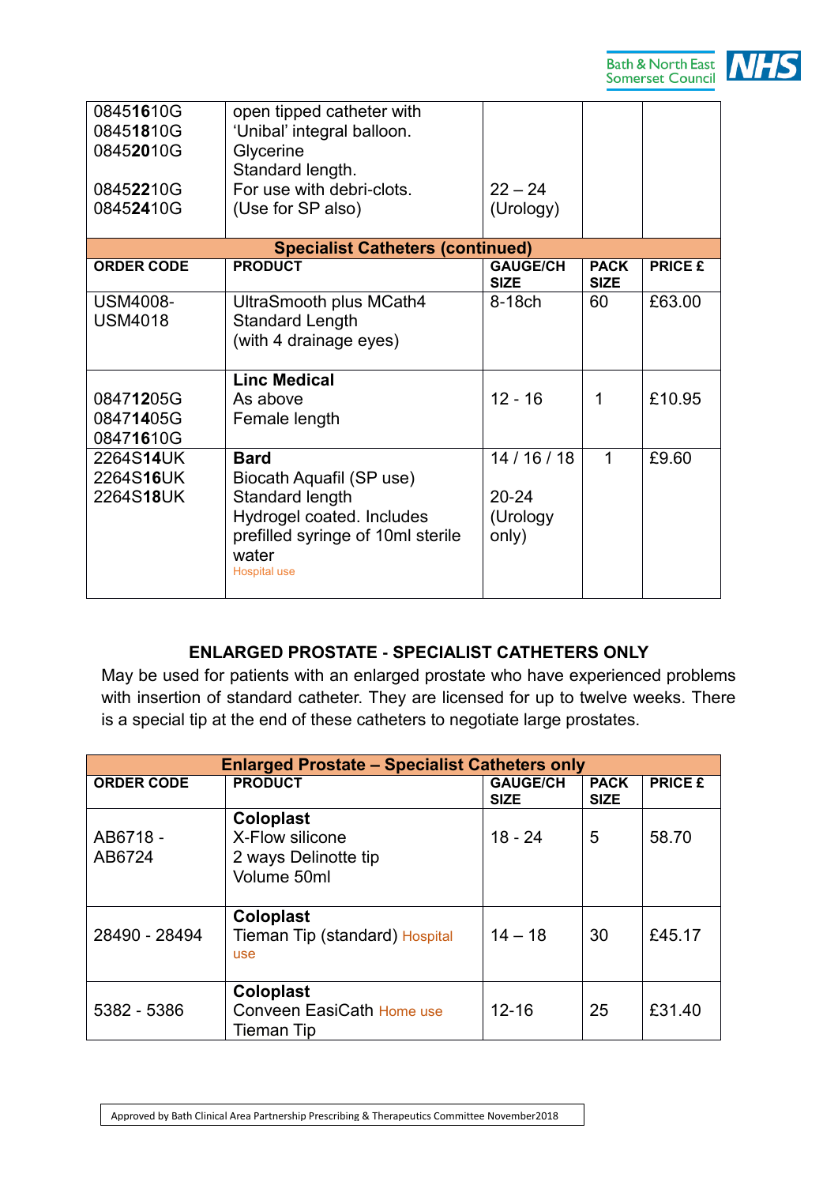| | | | | |
|---|---|---|---|---|
| 0845**16**10G<br>0845**18**10G<br>0845**20**10G<br><br>0845**22**10G<br>0845**24**10G | open tipped catheter with 'Unibal' integral balloon.<br>Glycerine<br>Standard length.<br>For use with debri-clots.<br>(Use for SP also) | 22 – 24<br>(Urology) | | |
| **Specialist Catheters (continued)** | | | | |
| **ORDER CODE** | **PRODUCT** | **GAUGE/CH SIZE** | **PACK SIZE** | **PRICE £** |
| USM4008-<br>USM4018 | UltraSmooth plus MCath4<br>Standard Length<br>(with 4 drainage eyes) | 8-18ch | 60 | £63.00 |
| 0847**12**05G<br>0847**14**05G<br>0847**16**10G | **Linc Medical**<br>As above<br>Female length | 12 - 16 | 1 | £10.95 |
| 2264S**14**UK<br>2264S**16**UK<br>2264S**18**UK | **Bard**<br>Biocath Aquafil (SP use)<br>Standard length<br>Hydrogel coated. Includes prefilled syringe of 10ml sterile water<br>Hospital use | 14 / 16 / 18<br><br>20-24<br>(Urology only) | 1 | £9.60 |

## ENLARGED PROSTATE - SPECIALIST CATHETERS ONLY

May be used for patients with an enlarged prostate who have experienced problems with insertion of standard catheter. They are licensed for up to twelve weeks. There is a special tip at the end of these catheters to negotiate large prostates.

| **Enlarged Prostate – Specialist Catheters only** | | | | |
|---|---|---|---|---|
| **ORDER CODE** | **PRODUCT** | **GAUGE/CH SIZE** | **PACK SIZE** | **PRICE £** |
| AB6718 -<br>AB6724 | **Coloplast**<br>X-Flow silicone<br>2 ways Delinotte tip<br>Volume 50ml | 18 - 24 | 5 | 58.70 |
| 28490 - 28494 | **Coloplast**<br>Tieman Tip (standard) Hospital use | 14 – 18 | 30 | £45.17 |
| 5382 - 5386 | **Coloplast**<br>Conveen EasiCath Home use<br>Tieman Tip | 12-16 | 25 | £31.40 |

Approved by Bath Clinical Area Partnership Prescribing & Therapeutics Committee November2018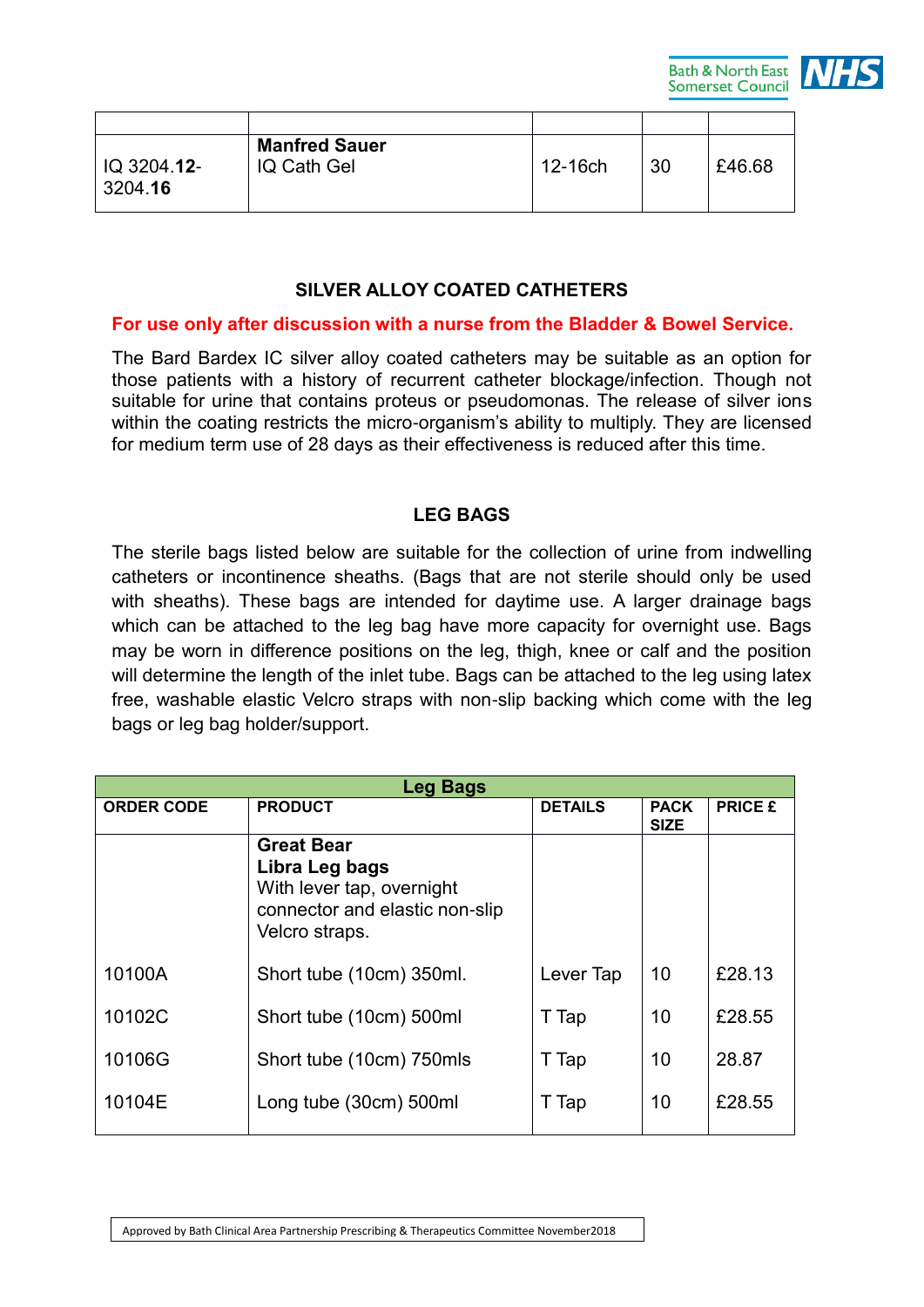| | | | | |
|---|---|---|---|---|
| IQ 3204.**12**-3204.**16** | **Manfred Sauer** IQ Cath Gel | 12-16ch | 30 | £46.68 |

## SILVER ALLOY COATED CATHETERS

**For use only after discussion with a nurse from the Bladder & Bowel Service.**

The Bard Bardex IC silver alloy coated catheters may be suitable as an option for those patients with a history of recurrent catheter blockage/infection. Though not suitable for urine that contains proteus or pseudomonas. The release of silver ions within the coating restricts the micro-organism's ability to multiply. They are licensed for medium term use of 28 days as their effectiveness is reduced after this time.

## LEG BAGS

The sterile bags listed below are suitable for the collection of urine from indwelling catheters or incontinence sheaths. (Bags that are not sterile should only be used with sheaths). These bags are intended for daytime use. A larger drainage bags which can be attached to the leg bag have more capacity for overnight use. Bags may be worn in difference positions on the leg, thigh, knee or calf and the position will determine the length of the inlet tube. Bags can be attached to the leg using latex free, washable elastic Velcro straps with non-slip backing which come with the leg bags or leg bag holder/support.

| **Leg Bags** | | | | |
|---|---|---|---|---|
| **ORDER CODE** | **PRODUCT** | **DETAILS** | **PACK SIZE** | **PRICE £** |
| | **Great Bear** **Libra Leg bags** With lever tap, overnight connector and elastic non-slip Velcro straps. | | | |
| 10100A | Short tube (10cm) 350ml. | Lever Tap | 10 | £28.13 |
| 10102C | Short tube (10cm) 500ml | T Tap | 10 | £28.55 |
| 10106G | Short tube (10cm) 750mls | T Tap | 10 | 28.87 |
| 10104E | Long tube (30cm) 500ml | T Tap | 10 | £28.55 |

Approved by Bath Clinical Area Partnership Prescribing & Therapeutics Committee November2018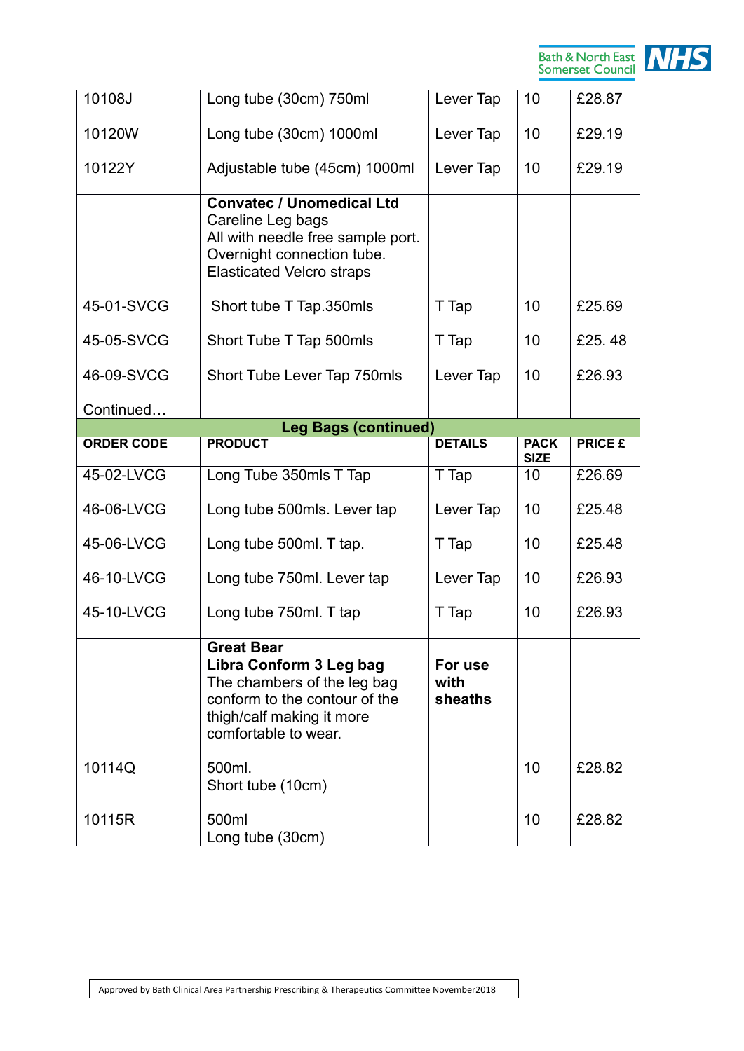| | | | | |
|---|---|---|---|---|
| 10108J | Long tube (30cm) 750ml | Lever Tap | 10 | £28.87 |
| 10120W | Long tube (30cm) 1000ml | Lever Tap | 10 | £29.19 |
| 10122Y | Adjustable tube (45cm) 1000ml | Lever Tap | 10 | £29.19 |
| | **Convatec / Unomedical Ltd** Careline Leg bags All with needle free sample port. Overnight connection tube. Elasticated Velcro straps | | | |
| 45-01-SVCG | Short tube T Tap.350mls | T Tap | 10 | £25.69 |
| 45-05-SVCG | Short Tube T Tap 500mls | T Tap | 10 | £25. 48 |
| 46-09-SVCG | Short Tube Lever Tap 750mls | Lever Tap | 10 | £26.93 |
| Continued… | | | | |

**Leg Bags (continued)**

| ORDER CODE | PRODUCT | DETAILS | PACK SIZE | PRICE £ |
|---|---|---|---|---|
| 45-02-LVCG | Long Tube 350mls T Tap | T Tap | 10 | £26.69 |
| 46-06-LVCG | Long tube 500mls. Lever tap | Lever Tap | 10 | £25.48 |
| 45-06-LVCG | Long tube 500ml. T tap. | T Tap | 10 | £25.48 |
| 46-10-LVCG | Long tube 750ml. Lever tap | Lever Tap | 10 | £26.93 |
| 45-10-LVCG | Long tube 750ml. T tap | T Tap | 10 | £26.93 |
| | **Great Bear** **Libra Conform 3 Leg bag** The chambers of the leg bag conform to the contour of the thigh/calf making it more comfortable to wear. | **For use with sheaths** | | |
| 10114Q | 500ml. Short tube (10cm) | | 10 | £28.82 |
| 10115R | 500ml Long tube (30cm) | | 10 | £28.82 |

Approved by Bath Clinical Area Partnership Prescribing & Therapeutics Committee November2018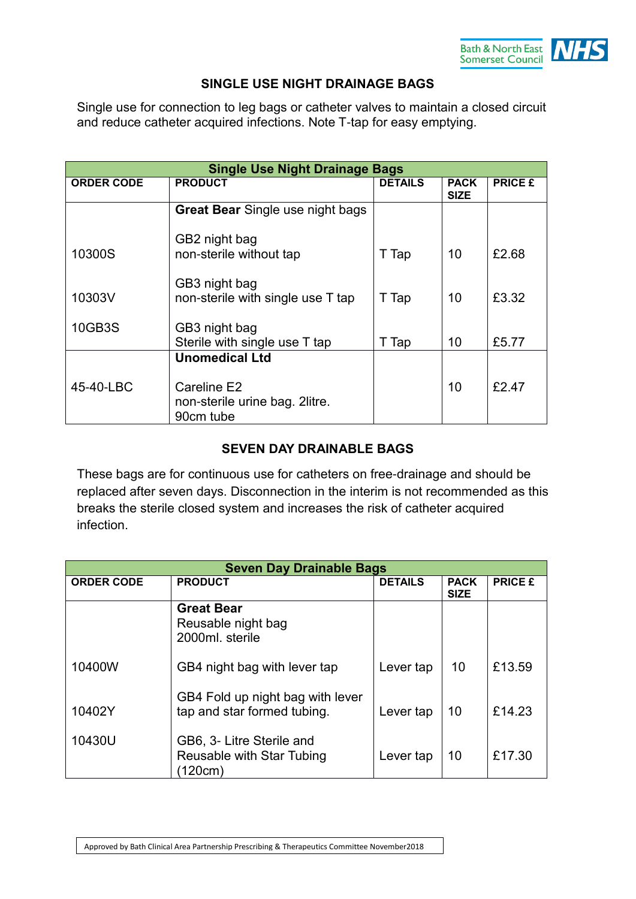## SINGLE USE NIGHT DRAINAGE BAGS

Single use for connection to leg bags or catheter valves to maintain a closed circuit and reduce catheter acquired infections. Note T-tap for easy emptying.

| Single Use Night Drainage Bags | | | | |
|---|---|---|---|---|
| **ORDER CODE** | **PRODUCT** | **DETAILS** | **PACK SIZE** | **PRICE £** |
| | **Great Bear** Single use night bags | | | |
| 10300S | GB2 night bag non-sterile without tap | T Tap | 10 | £2.68 |
| 10303V | GB3 night bag non-sterile with single use T tap | T Tap | 10 | £3.32 |
| 10GB3S | GB3 night bag Sterile with single use T tap | T Tap | 10 | £5.77 |
| | **Unomedical Ltd** | | | |
| 45-40-LBC | Careline E2 non-sterile urine bag. 2litre. 90cm tube | | 10 | £2.47 |

## SEVEN DAY DRAINABLE BAGS

These bags are for continuous use for catheters on free-drainage and should be replaced after seven days. Disconnection in the interim is not recommended as this breaks the sterile closed system and increases the risk of catheter acquired infection.

| Seven Day Drainable Bags | | | | |
|---|---|---|---|---|
| **ORDER CODE** | **PRODUCT** | **DETAILS** | **PACK SIZE** | **PRICE £** |
| | **Great Bear** Reusable night bag 2000ml. sterile | | | |
| 10400W | GB4 night bag with lever tap | Lever tap | 10 | £13.59 |
| 10402Y | GB4 Fold up night bag with lever tap and star formed tubing. | Lever tap | 10 | £14.23 |
| 10430U | GB6, 3- Litre Sterile and Reusable with Star Tubing (120cm) | Lever tap | 10 | £17.30 |

Approved by Bath Clinical Area Partnership Prescribing & Therapeutics Committee November2018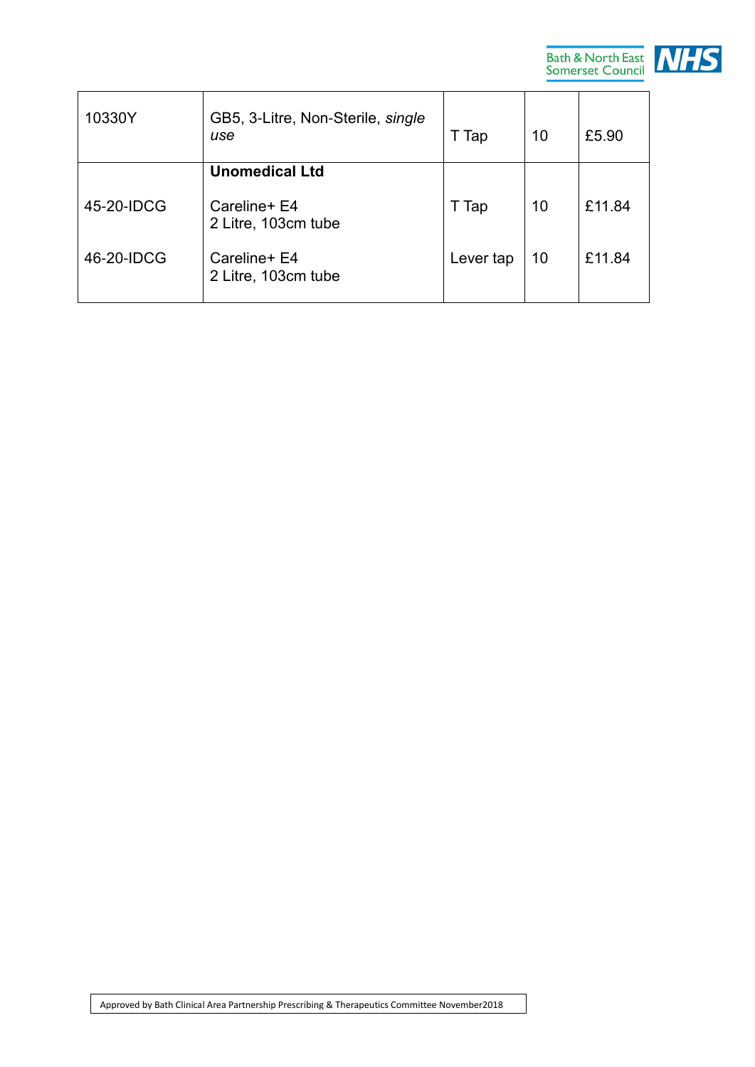| | | | | |
|---|---|---|---|---|
| 10330Y | GB5, 3-Litre, Non-Sterile, *single use* | T Tap | 10 | £5.90 |
| | **Unomedical Ltd** | | | |
| 45-20-IDCG | Careline+ E4<br>2 Litre, 103cm tube | T Tap | 10 | £11.84 |
| 46-20-IDCG | Careline+ E4<br>2 Litre, 103cm tube | Lever tap | 10 | £11.84 |

Approved by Bath Clinical Area Partnership Prescribing & Therapeutics Committee November2018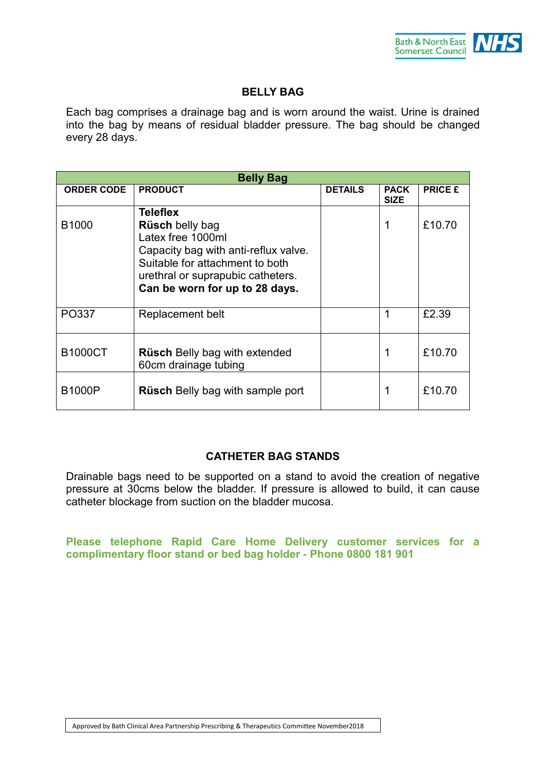## BELLY BAG

Each bag comprises a drainage bag and is worn around the waist. Urine is drained into the bag by means of residual bladder pressure. The bag should be changed every 28 days.

| Belly Bag | | | | |
|---|---|---|---|---|
| **ORDER CODE** | **PRODUCT** | **DETAILS** | **PACK SIZE** | **PRICE £** |
| B1000 | **Teleflex** **Rüsch** belly bag Latex free 1000ml Capacity bag with anti-reflux valve. Suitable for attachment to both urethral or suprapubic catheters. **Can be worn for up to 28 days.** | | 1 | £10.70 |
| PO337 | Replacement belt | | 1 | £2.39 |
| B1000CT | **Rüsch** Belly bag with extended 60cm drainage tubing | | 1 | £10.70 |
| B1000P | **Rüsch** Belly bag with sample port | | 1 | £10.70 |

## CATHETER BAG STANDS

Drainable bags need to be supported on a stand to avoid the creation of negative pressure at 30cms below the bladder. If pressure is allowed to build, it can cause catheter blockage from suction on the bladder mucosa.

**Please telephone Rapid Care Home Delivery customer services for a complimentary floor stand or bed bag holder - Phone 0800 181 901**

Approved by Bath Clinical Area Partnership Prescribing & Therapeutics Committee November2018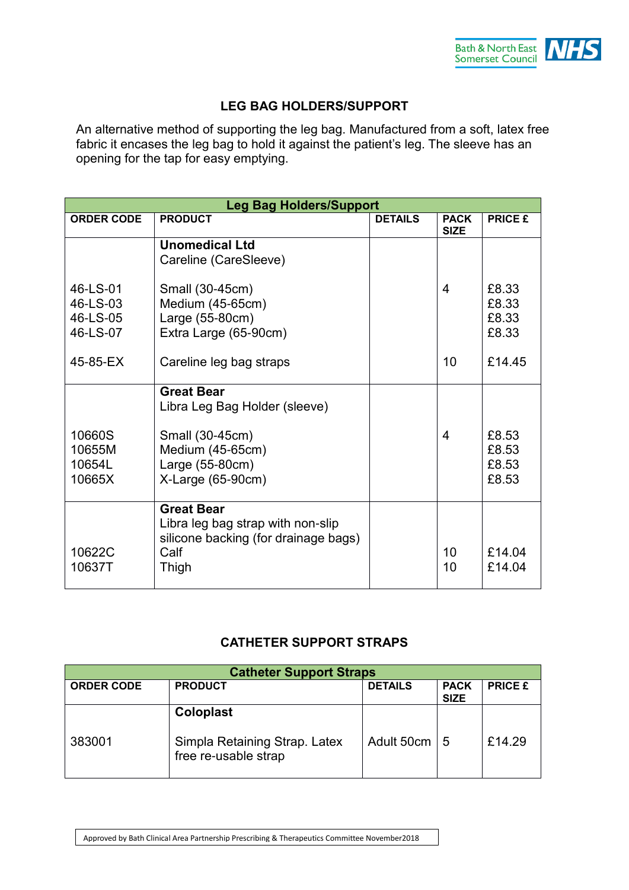## LEG BAG HOLDERS/SUPPORT

An alternative method of supporting the leg bag. Manufactured from a soft, latex free fabric it encases the leg bag to hold it against the patient's leg. The sleeve has an opening for the tap for easy emptying.

| Leg Bag Holders/Support | | | | |
|---|---|---|---|---|
| **ORDER CODE** | **PRODUCT** | **DETAILS** | **PACK SIZE** | **PRICE £** |
| | **Unomedical Ltd**<br>Careline (CareSleeve) | | | |
| 46-LS-01 | Small (30-45cm) | | 4 | £8.33 |
| 46-LS-03 | Medium (45-65cm) | | | £8.33 |
| 46-LS-05 | Large (55-80cm) | | | £8.33 |
| 46-LS-07 | Extra Large (65-90cm) | | | £8.33 |
| 45-85-EX | Careline leg bag straps | | 10 | £14.45 |
| | **Great Bear**<br>Libra Leg Bag Holder (sleeve) | | | |
| 10660S | Small (30-45cm) | | 4 | £8.53 |
| 10655M | Medium (45-65cm) | | | £8.53 |
| 10654L | Large (55-80cm) | | | £8.53 |
| 10665X | X-Large (65-90cm) | | | £8.53 |
| | **Great Bear**<br>Libra leg bag strap with non-slip silicone backing (for drainage bags) | | | |
| 10622C | Calf | | 10 | £14.04 |
| 10637T | Thigh | | 10 | £14.04 |

## CATHETER SUPPORT STRAPS

| Catheter Support Straps | | | | |
|---|---|---|---|---|
| **ORDER CODE** | **PRODUCT** | **DETAILS** | **PACK SIZE** | **PRICE £** |
| | **Coloplast** | | | |
| 383001 | Simpla Retaining Strap. Latex free re-usable strap | Adult 50cm | 5 | £14.29 |

Approved by Bath Clinical Area Partnership Prescribing & Therapeutics Committee November2018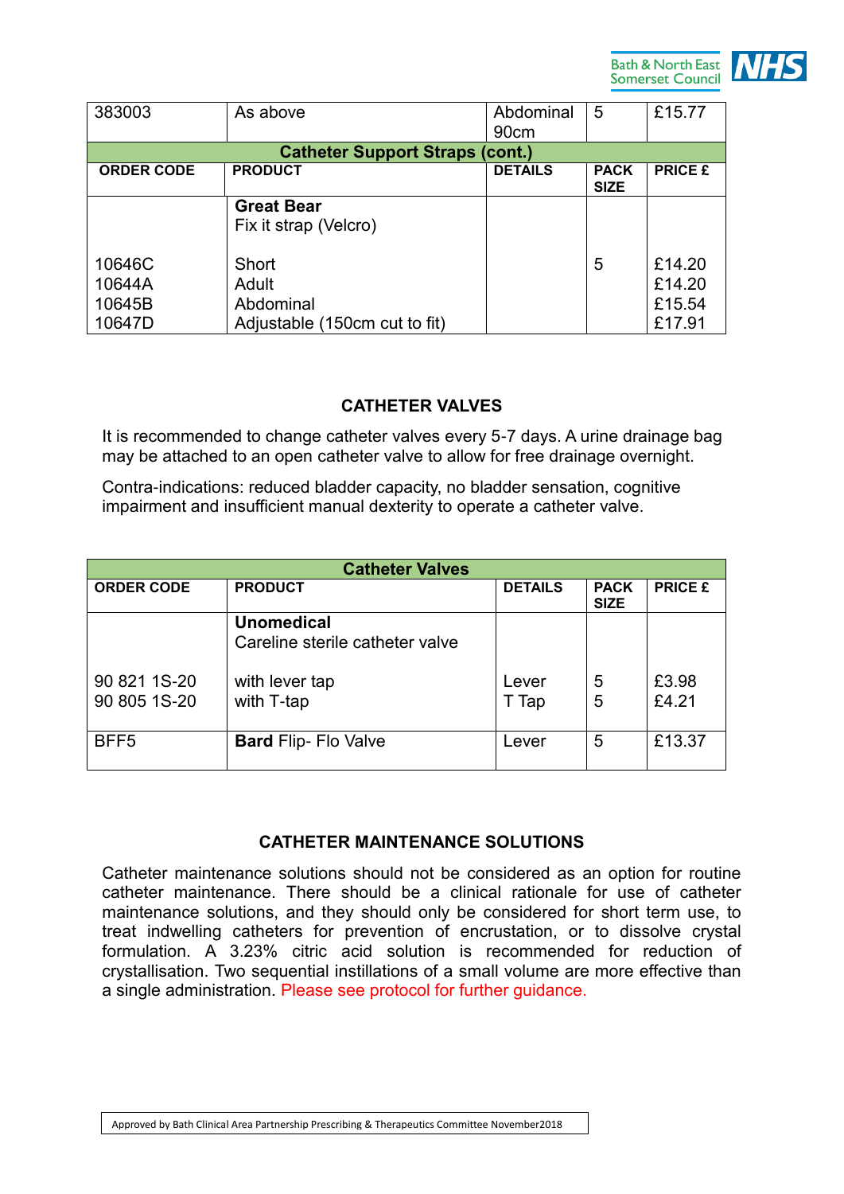| 383003 | As above | Abdominal 90cm | 5 | £15.77 |
|---|---|---|---|---|
| **Catheter Support Straps (cont.)** | | | | |
| **ORDER CODE** | **PRODUCT** | **DETAILS** | **PACK SIZE** | **PRICE £** |
| | **Great Bear**<br>Fix it strap (Velcro) | | | |
| 10646C | Short | | 5 | £14.20 |
| 10644A | Adult | | | £14.20 |
| 10645B | Abdominal | | | £15.54 |
| 10647D | Adjustable (150cm cut to fit) | | | £17.91 |

## CATHETER VALVES

It is recommended to change catheter valves every 5-7 days. A urine drainage bag may be attached to an open catheter valve to allow for free drainage overnight.

Contra-indications: reduced bladder capacity, no bladder sensation, cognitive impairment and insufficient manual dexterity to operate a catheter valve.

| **Catheter Valves** | | | | |
|---|---|---|---|---|
| **ORDER CODE** | **PRODUCT** | **DETAILS** | **PACK SIZE** | **PRICE £** |
| | **Unomedical**<br>Careline sterile catheter valve | | | |
| 90 821 1S-20 | with lever tap | Lever | 5 | £3.98 |
| 90 805 1S-20 | with T-tap | T Tap | 5 | £4.21 |
| BFF5 | **Bard** Flip- Flo Valve | Lever | 5 | £13.37 |

## CATHETER MAINTENANCE SOLUTIONS

Catheter maintenance solutions should not be considered as an option for routine catheter maintenance. There should be a clinical rationale for use of catheter maintenance solutions, and they should only be considered for short term use, to treat indwelling catheters for prevention of encrustation, or to dissolve crystal formulation. A 3.23% citric acid solution is recommended for reduction of crystallisation. Two sequential instillations of a small volume are more effective than a single administration. Please see protocol for further guidance.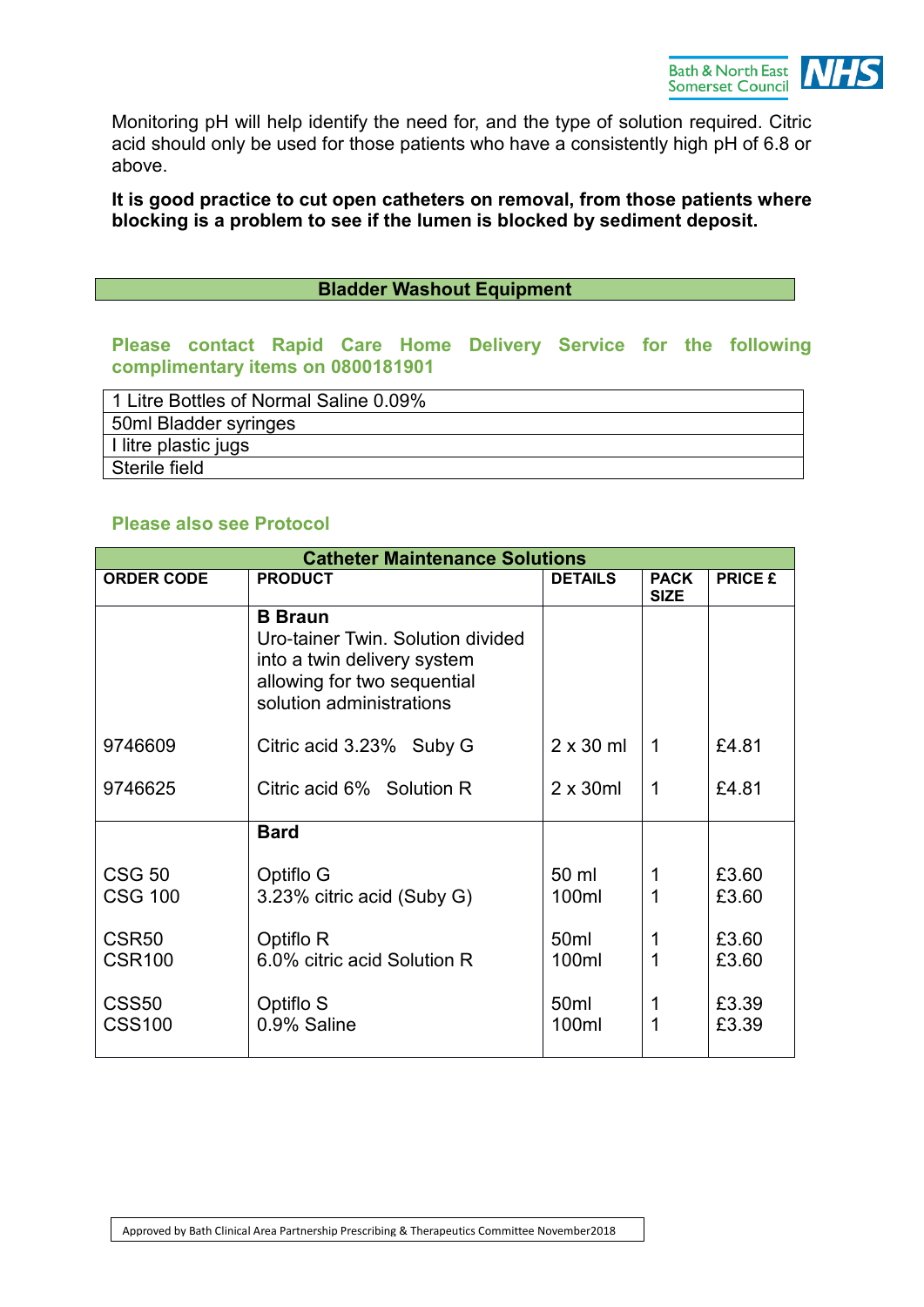Monitoring pH will help identify the need for, and the type of solution required. Citric acid should only be used for those patients who have a consistently high pH of 6.8 or above.

**It is good practice to cut open catheters on removal, from those patients where blocking is a problem to see if the lumen is blocked by sediment deposit.**

## Bladder Washout Equipment

**Please contact Rapid Care Home Delivery Service for the following complimentary items on 0800181901**

| |
|---|
| 1 Litre Bottles of Normal Saline 0.09% |
| 50ml Bladder syringes |
| I litre plastic jugs |
| Sterile field |

**Please also see Protocol**

| Catheter Maintenance Solutions | | | | |
|---|---|---|---|---|
| **ORDER CODE** | **PRODUCT** | **DETAILS** | **PACK SIZE** | **PRICE £** |
| | **B Braun** Uro-tainer Twin. Solution divided into a twin delivery system allowing for two sequential solution administrations | | | |
| 9746609 | Citric acid 3.23% Suby G | 2 x 30 ml | 1 | £4.81 |
| 9746625 | Citric acid 6% Solution R | 2 x 30ml | 1 | £4.81 |
| | **Bard** | | | |
| CSG 50<br>CSG 100 | Optiflo G<br>3.23% citric acid (Suby G) | 50 ml<br>100ml | 1<br>1 | £3.60<br>£3.60 |
| CSR50<br>CSR100 | Optiflo R<br>6.0% citric acid Solution R | 50ml<br>100ml | 1<br>1 | £3.60<br>£3.60 |
| CSS50<br>CSS100 | Optiflo S<br>0.9% Saline | 50ml<br>100ml | 1<br>1 | £3.39<br>£3.39 |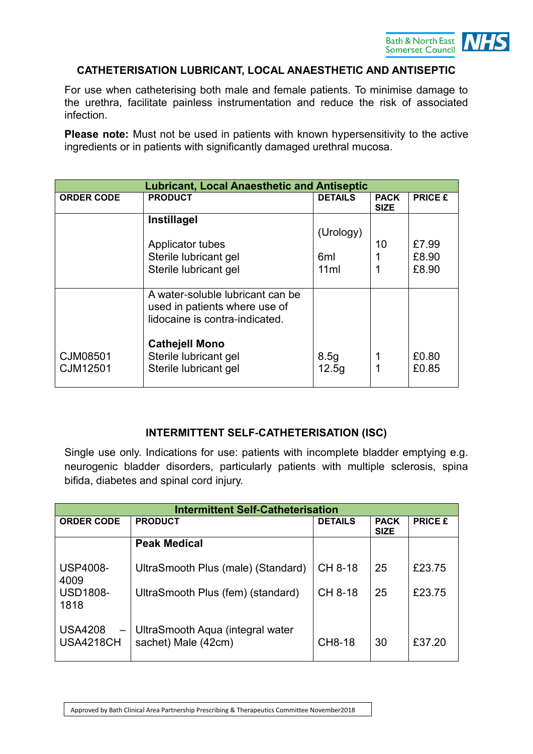## CATHETERISATION LUBRICANT, LOCAL ANAESTHETIC AND ANTISEPTIC

For use when catheterising both male and female patients. To minimise damage to the urethra, facilitate painless instrumentation and reduce the risk of associated infection.

**Please note:** Must not be used in patients with known hypersensitivity to the active ingredients or in patients with significantly damaged urethral mucosa.

| Lubricant, Local Anaesthetic and Antiseptic | | | | |
|---|---|---|---|---|
| **ORDER CODE** | **PRODUCT** | **DETAILS** | **PACK SIZE** | **PRICE £** |
| | **Instillagel** | (Urology) | | |
| | Applicator tubes | | 10 | £7.99 |
| | Sterile lubricant gel | 6ml | 1 | £8.90 |
| | Sterile lubricant gel | 11ml | 1 | £8.90 |
| | A water-soluble lubricant can be used in patients where use of lidocaine is contra-indicated. | | | |
| | **Cathejell Mono** | | | |
| CJM08501 | Sterile lubricant gel | 8.5g | 1 | £0.80 |
| CJM12501 | Sterile lubricant gel | 12.5g | 1 | £0.85 |

## INTERMITTENT SELF-CATHETERISATION (ISC)

Single use only. Indications for use: patients with incomplete bladder emptying e.g. neurogenic bladder disorders, particularly patients with multiple sclerosis, spina bifida, diabetes and spinal cord injury.

| Intermittent Self-Catheterisation | | | | |
|---|---|---|---|---|
| **ORDER CODE** | **PRODUCT** | **DETAILS** | **PACK SIZE** | **PRICE £** |
| | **Peak Medical** | | | |
| USP4008-4009 | UltraSmooth Plus (male) (Standard) | CH 8-18 | 25 | £23.75 |
| USD1808-1818 | UltraSmooth Plus (fem) (standard) | CH 8-18 | 25 | £23.75 |
| USA4208 – USA4218CH | UltraSmooth Aqua (integral water sachet) Male (42cm) | CH8-18 | 30 | £37.20 |

Approved by Bath Clinical Area Partnership Prescribing & Therapeutics Committee November2018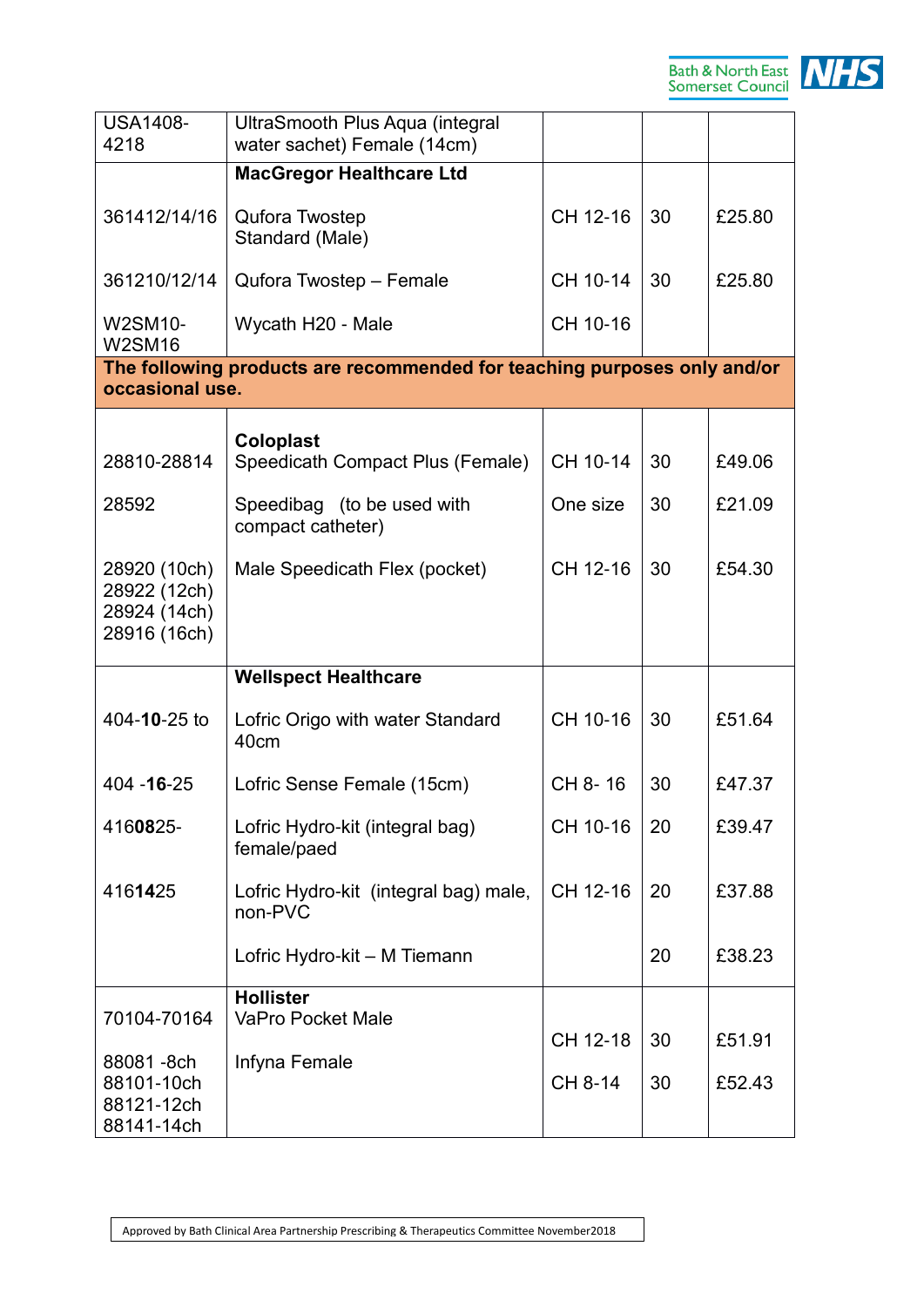| | | | | |
|---|---|---|---|---|
| USA1408-4218 | UltraSmooth Plus Aqua (integral water sachet) Female (14cm) | | | |
| | **MacGregor Healthcare Ltd** | | | |
| 361412/14/16 | Qufora Twostep Standard (Male) | CH 12-16 | 30 | £25.80 |
| 361210/12/14 | Qufora Twostep – Female | CH 10-14 | 30 | £25.80 |
| W2SM10-W2SM16 | Wycath H20 - Male | CH 10-16 | | |
| **The following products are recommended for teaching purposes only and/or occasional use.** | | | | |
| | **Coloplast** | | | |
| 28810-28814 | Speedicath Compact Plus (Female) | CH 10-14 | 30 | £49.06 |
| 28592 | Speedibag (to be used with compact catheter) | One size | 30 | £21.09 |
| 28920 (10ch) 28922 (12ch) 28924 (14ch) 28916 (16ch) | Male Speedicath Flex (pocket) | CH 12-16 | 30 | £54.30 |
| | **Wellspect Healthcare** | | | |
| 404-**10**-25 to | Lofric Origo with water Standard 40cm | CH 10-16 | 30 | £51.64 |
| 404 -**16**-25 | Lofric Sense Female (15cm) | CH 8- 16 | 30 | £47.37 |
| 416**08**25- | Lofric Hydro-kit (integral bag) female/paed | CH 10-16 | 20 | £39.47 |
| 416**14**25 | Lofric Hydro-kit (integral bag) male, non-PVC | CH 12-16 | 20 | £37.88 |
| | Lofric Hydro-kit – M Tiemann | | 20 | £38.23 |
| | **Hollister** | | | |
| 70104-70164 | VaPro Pocket Male | CH 12-18 | 30 | £51.91 |
| 88081 -8ch 88101-10ch 88121-12ch 88141-14ch | Infyna Female | CH 8-14 | 30 | £52.43 |

Approved by Bath Clinical Area Partnership Prescribing & Therapeutics Committee November2018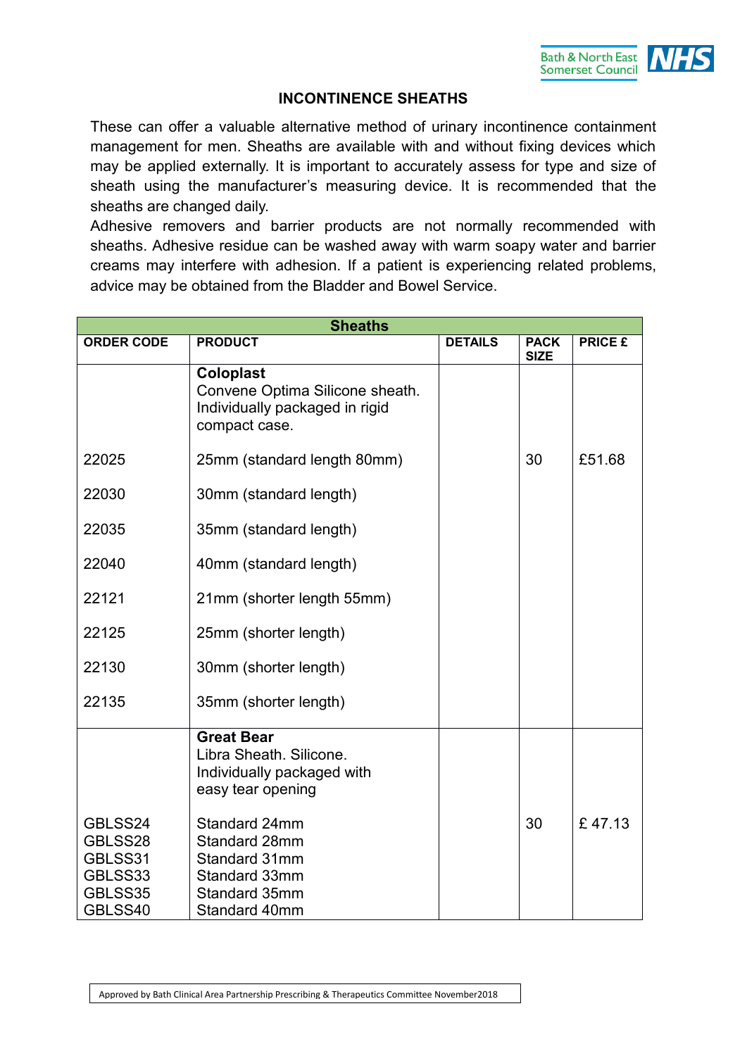## INCONTINENCE SHEATHS

These can offer a valuable alternative method of urinary incontinence containment management for men. Sheaths are available with and without fixing devices which may be applied externally. It is important to accurately assess for type and size of sheath using the manufacturer's measuring device. It is recommended that the sheaths are changed daily.

Adhesive removers and barrier products are not normally recommended with sheaths. Adhesive residue can be washed away with warm soapy water and barrier creams may interfere with adhesion. If a patient is experiencing related problems, advice may be obtained from the Bladder and Bowel Service.

| Sheaths | | | | |
|---|---|---|---|---|
| **ORDER CODE** | **PRODUCT** | **DETAILS** | **PACK SIZE** | **PRICE £** |
| | **Coloplast**<br>Convene Optima Silicone sheath. Individually packaged in rigid compact case. | | | |
| 22025 | 25mm (standard length 80mm) | | 30 | £51.68 |
| 22030 | 30mm (standard length) | | | |
| 22035 | 35mm (standard length) | | | |
| 22040 | 40mm (standard length) | | | |
| 22121 | 21mm (shorter length 55mm) | | | |
| 22125 | 25mm (shorter length) | | | |
| 22130 | 30mm (shorter length) | | | |
| 22135 | 35mm (shorter length) | | | |
| | **Great Bear**<br>Libra Sheath. Silicone. Individually packaged with easy tear opening | | | |
| GBLSS24<br>GBLSS28<br>GBLSS31<br>GBLSS33<br>GBLSS35<br>GBLSS40 | Standard 24mm<br>Standard 28mm<br>Standard 31mm<br>Standard 33mm<br>Standard 35mm<br>Standard 40mm | | 30 | £ 47.13 |

Approved by Bath Clinical Area Partnership Prescribing & Therapeutics Committee November2018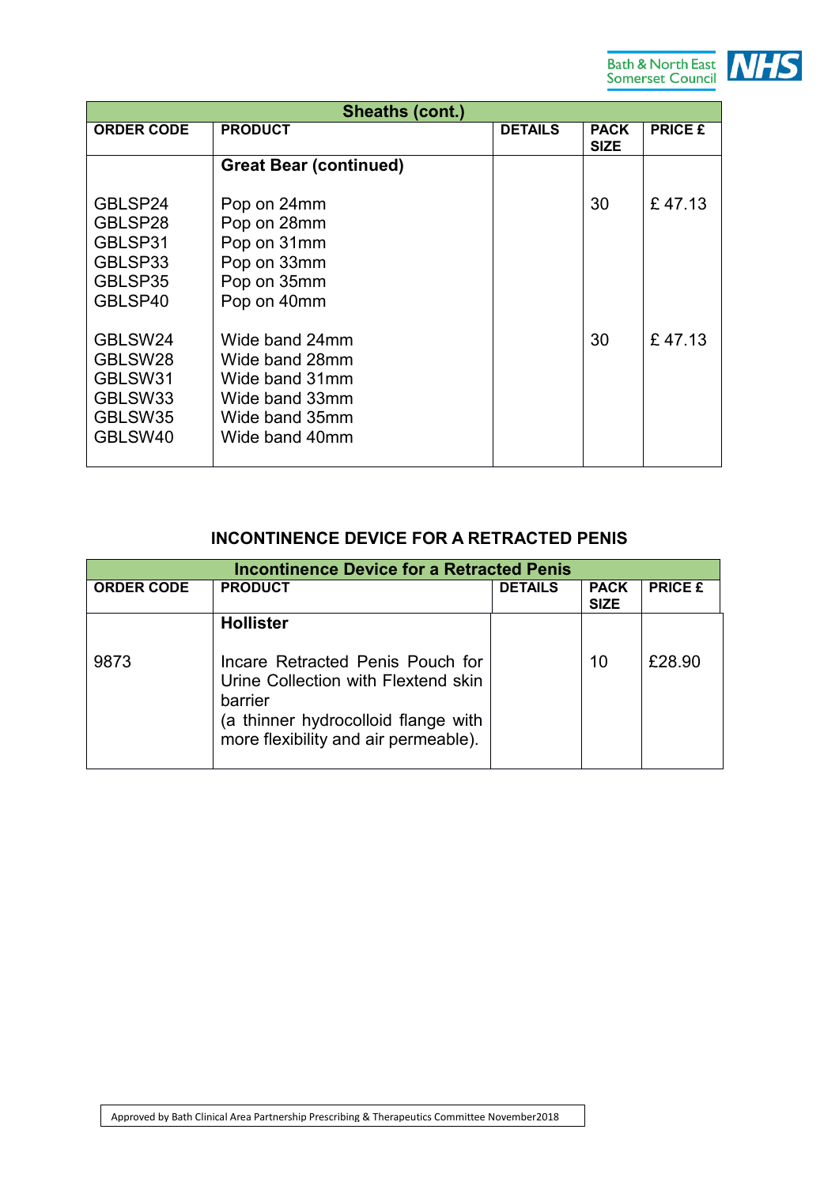| Sheaths (cont.) | | | | |
|---|---|---|---|---|
| **ORDER CODE** | **PRODUCT** | **DETAILS** | **PACK SIZE** | **PRICE £** |
| | **Great Bear (continued)** | | | |
| GBLSP24<br>GBLSP28<br>GBLSP31<br>GBLSP33<br>GBLSP35<br>GBLSP40 | Pop on 24mm<br>Pop on 28mm<br>Pop on 31mm<br>Pop on 33mm<br>Pop on 35mm<br>Pop on 40mm | | 30 | £ 47.13 |
| GBLSW24<br>GBLSW28<br>GBLSW31<br>GBLSW33<br>GBLSW35<br>GBLSW40 | Wide band 24mm<br>Wide band 28mm<br>Wide band 31mm<br>Wide band 33mm<br>Wide band 35mm<br>Wide band 40mm | | 30 | £ 47.13 |

## INCONTINENCE DEVICE FOR A RETRACTED PENIS

| Incontinence Device for a Retracted Penis | | | | |
|---|---|---|---|---|
| **ORDER CODE** | **PRODUCT** | **DETAILS** | **PACK SIZE** | **PRICE £** |
| | **Hollister** | | | |
| 9873 | Incare Retracted Penis Pouch for Urine Collection with Flextend skin barrier<br>(a thinner hydrocolloid flange with more flexibility and air permeable). | | 10 | £28.90 |

Approved by Bath Clinical Area Partnership Prescribing & Therapeutics Committee November2018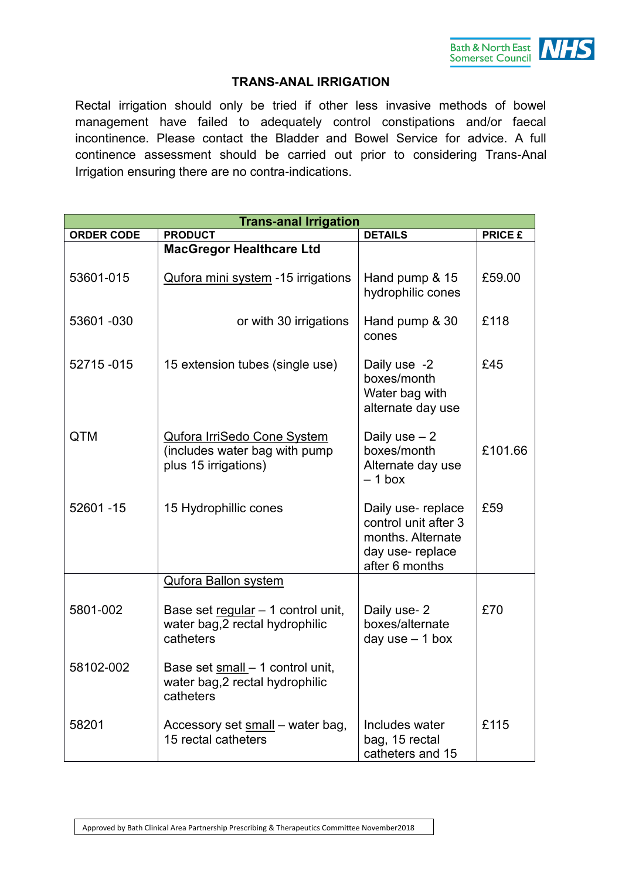## TRANS-ANAL IRRIGATION

Rectal irrigation should only be tried if other less invasive methods of bowel management have failed to adequately control constipations and/or faecal incontinence. Please contact the Bladder and Bowel Service for advice. A full continence assessment should be carried out prior to considering Trans-Anal Irrigation ensuring there are no contra-indications.

| Trans-anal Irrigation | | | |
|---|---|---|---|
| **ORDER CODE** | **PRODUCT** | **DETAILS** | **PRICE £** |
| | **MacGregor Healthcare Ltd** | | |
| 53601-015 | Qufora mini system -15 irrigations | Hand pump & 15 hydrophilic cones | £59.00 |
| 53601 -030 | or with 30 irrigations | Hand pump & 30 cones | £118 |
| 52715 -015 | 15 extension tubes (single use) | Daily use -2 boxes/month Water bag with alternate day use | £45 |
| QTM | Qufora IrriSedo Cone System (includes water bag with pump plus 15 irrigations) | Daily use – 2 boxes/month Alternate day use – 1 box | £101.66 |
| 52601 -15 | 15 Hydrophillic cones | Daily use- replace control unit after 3 months. Alternate day use- replace after 6 months | £59 |
| | Qufora Ballon system | | |
| 5801-002 | Base set regular – 1 control unit, water bag,2 rectal hydrophilic catheters | Daily use- 2 boxes/alternate day use – 1 box | £70 |
| 58102-002 | Base set small – 1 control unit, water bag,2 rectal hydrophilic catheters | | |
| 58201 | Accessory set small – water bag, 15 rectal catheters | Includes water bag, 15 rectal catheters and 15 | £115 |

Approved by Bath Clinical Area Partnership Prescribing & Therapeutics Committee November2018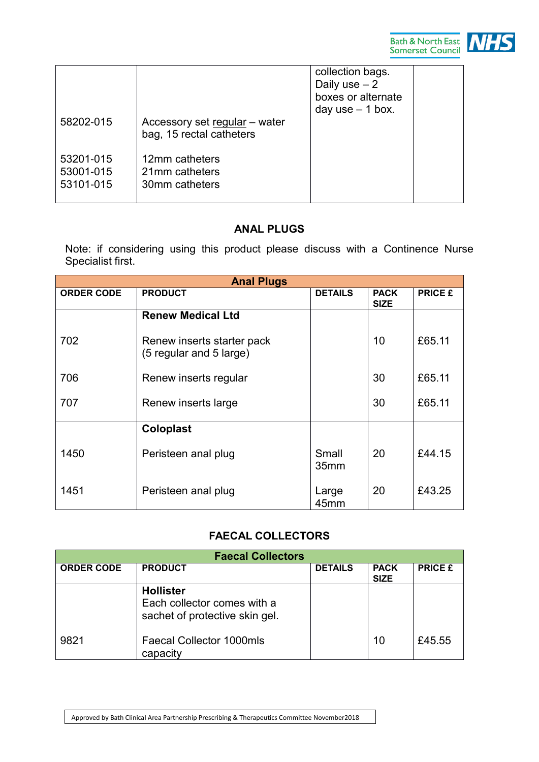| | | | | |
|---|---|---|---|---|
| 58202-015 | Accessory set regular – water bag, 15 rectal catheters | collection bags. Daily use – 2 boxes or alternate day use – 1 box. | | |
| 53201-015<br>53001-015<br>53101-015 | 12mm catheters<br>21mm catheters<br>30mm catheters | | | |

## ANAL PLUGS

Note: if considering using this product please discuss with a Continence Nurse Specialist first.

| Anal Plugs | | | | |
|---|---|---|---|---|
| **ORDER CODE** | **PRODUCT** | **DETAILS** | **PACK SIZE** | **PRICE £** |
| | **Renew Medical Ltd** | | | |
| 702 | Renew inserts starter pack (5 regular and 5 large) | | 10 | £65.11 |
| 706 | Renew inserts regular | | 30 | £65.11 |
| 707 | Renew inserts large | | 30 | £65.11 |
| | **Coloplast** | | | |
| 1450 | Peristeen anal plug | Small 35mm | 20 | £44.15 |
| 1451 | Peristeen anal plug | Large 45mm | 20 | £43.25 |

## FAECAL COLLECTORS

| Faecal Collectors | | | | |
|---|---|---|---|---|
| **ORDER CODE** | **PRODUCT** | **DETAILS** | **PACK SIZE** | **PRICE £** |
| | **Hollister**<br>Each collector comes with a sachet of protective skin gel. | | | |
| 9821 | Faecal Collector 1000mls capacity | | 10 | £45.55 |

Approved by Bath Clinical Area Partnership Prescribing & Therapeutics Committee November2018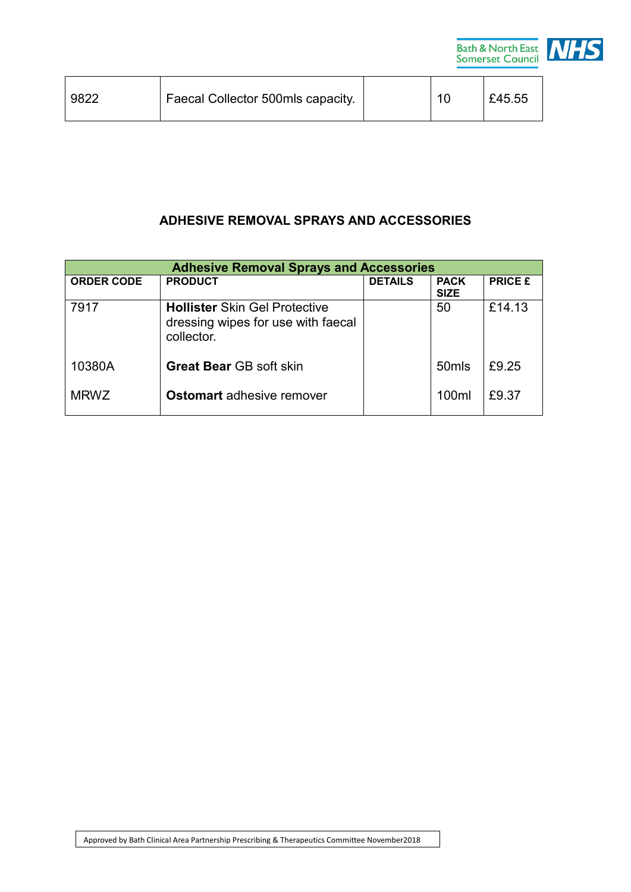| 9822 | Faecal Collector 500mls capacity. | | 10 | £45.55 |
|---|---|---|---|---|

## ADHESIVE REMOVAL SPRAYS AND ACCESSORIES

| Adhesive Removal Sprays and Accessories | | | | |
|---|---|---|---|---|
| **ORDER CODE** | **PRODUCT** | **DETAILS** | **PACK SIZE** | **PRICE £** |
| 7917 | **Hollister** Skin Gel Protective dressing wipes for use with faecal collector. | | 50 | £14.13 |
| 10380A | **Great Bear** GB soft skin | | 50mls | £9.25 |
| MRWZ | **Ostomart** adhesive remover | | 100ml | £9.37 |

Approved by Bath Clinical Area Partnership Prescribing & Therapeutics Committee November2018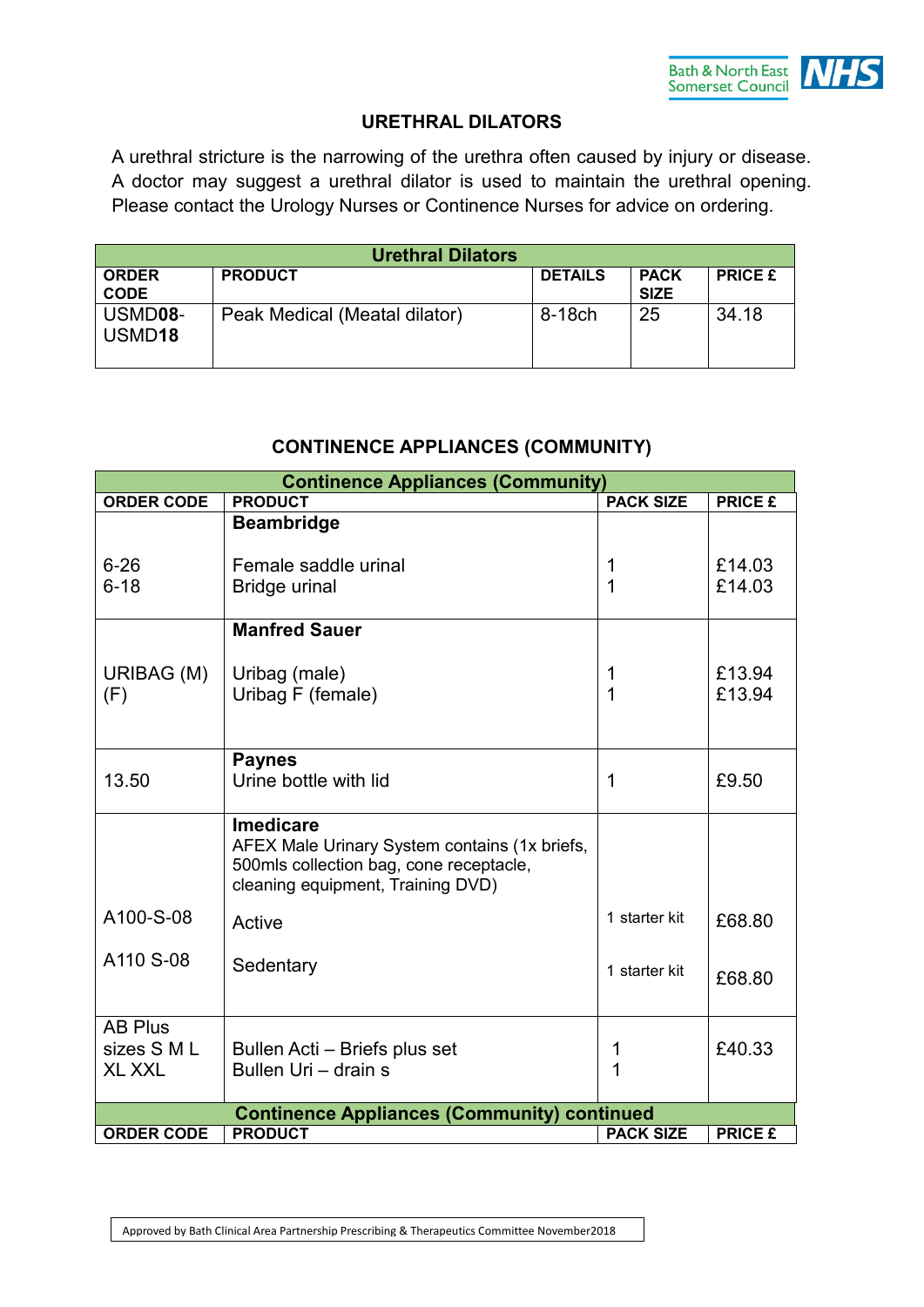# URETHRAL DILATORS

A urethral stricture is the narrowing of the urethra often caused by injury or disease. A doctor may suggest a urethral dilator is used to maintain the urethral opening. Please contact the Urology Nurses or Continence Nurses for advice on ordering.

| Urethral Dilators | | | | |
|---|---|---|---|---|
| **ORDER CODE** | **PRODUCT** | **DETAILS** | **PACK SIZE** | **PRICE £** |
| USMD**08**-USMD**18** | Peak Medical (Meatal dilator) | 8-18ch | 25 | 34.18 |

# CONTINENCE APPLIANCES (COMMUNITY)

| Continence Appliances (Community) | | | |
|---|---|---|---|
| **ORDER CODE** | **PRODUCT** | **PACK SIZE** | **PRICE £** |
| | **Beambridge** | | |
| 6-26<br>6-18 | Female saddle urinal<br>Bridge urinal | 1<br>1 | £14.03<br>£14.03 |
| | **Manfred Sauer** | | |
| URIBAG (M)<br>(F) | Uribag (male)<br>Uribag F (female) | 1<br>1 | £13.94<br>£13.94 |
| 13.50 | **Paynes**<br>Urine bottle with lid | 1 | £9.50 |
| | **Imedicare**<br>AFEX Male Urinary System contains (1x briefs, 500mls collection bag, cone receptacle, cleaning equipment, Training DVD) | | |
| A100-S-08 | Active | 1 starter kit | £68.80 |
| A110 S-08 | Sedentary | 1 starter kit | £68.80 |
| AB Plus sizes S M L XL XXL | Bullen Acti – Briefs plus set<br>Bullen Uri – drain s | 1<br>1 | £40.33 |

| Continence Appliances (Community) continued | | | |
|---|---|---|---|
| **ORDER CODE** | **PRODUCT** | **PACK SIZE** | **PRICE £** |

Approved by Bath Clinical Area Partnership Prescribing & Therapeutics Committee November2018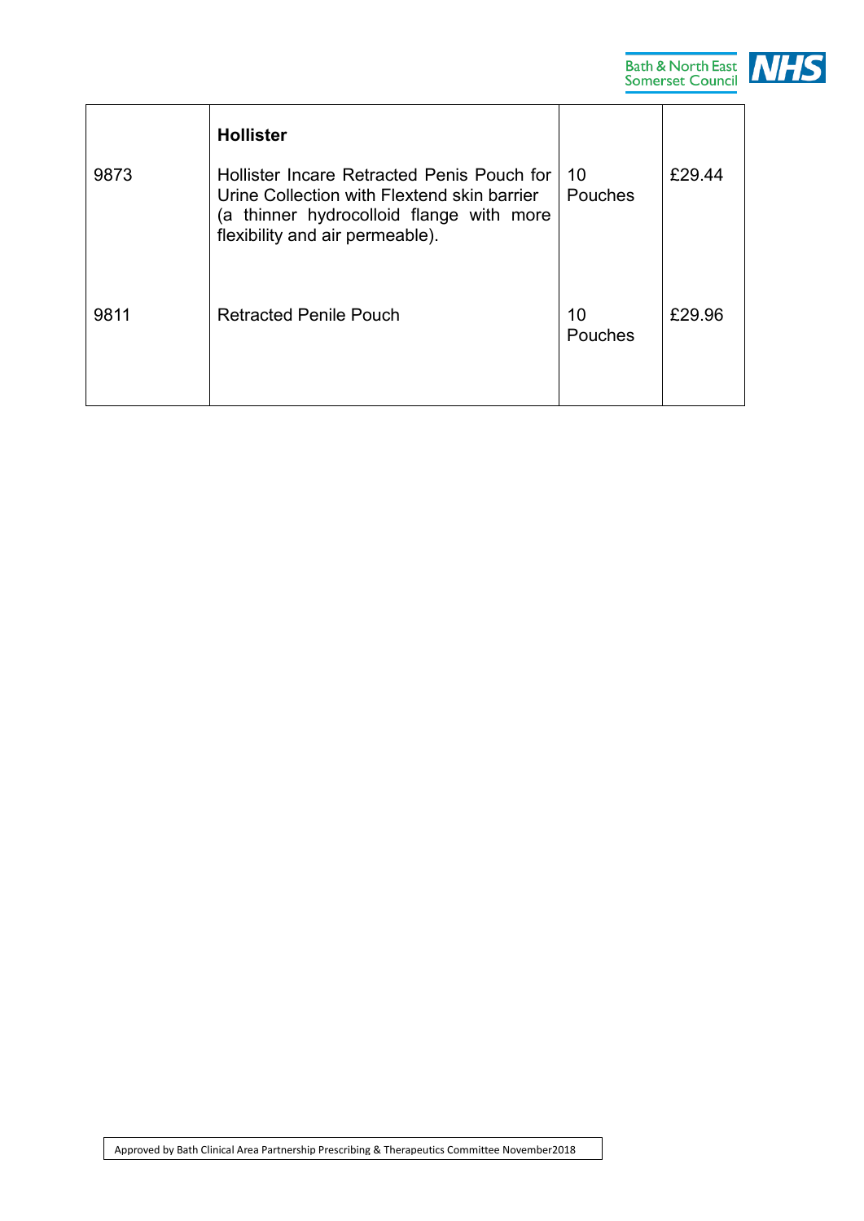|  | **Hollister** |  |  |
|---|---|---|---|
| 9873 | Hollister Incare Retracted Penis Pouch for Urine Collection with Flextend skin barrier (a thinner hydrocolloid flange with more flexibility and air permeable). | 10 Pouches | £29.44 |
| 9811 | Retracted Penile Pouch | 10 Pouches | £29.96 |

Approved by Bath Clinical Area Partnership Prescribing & Therapeutics Committee November2018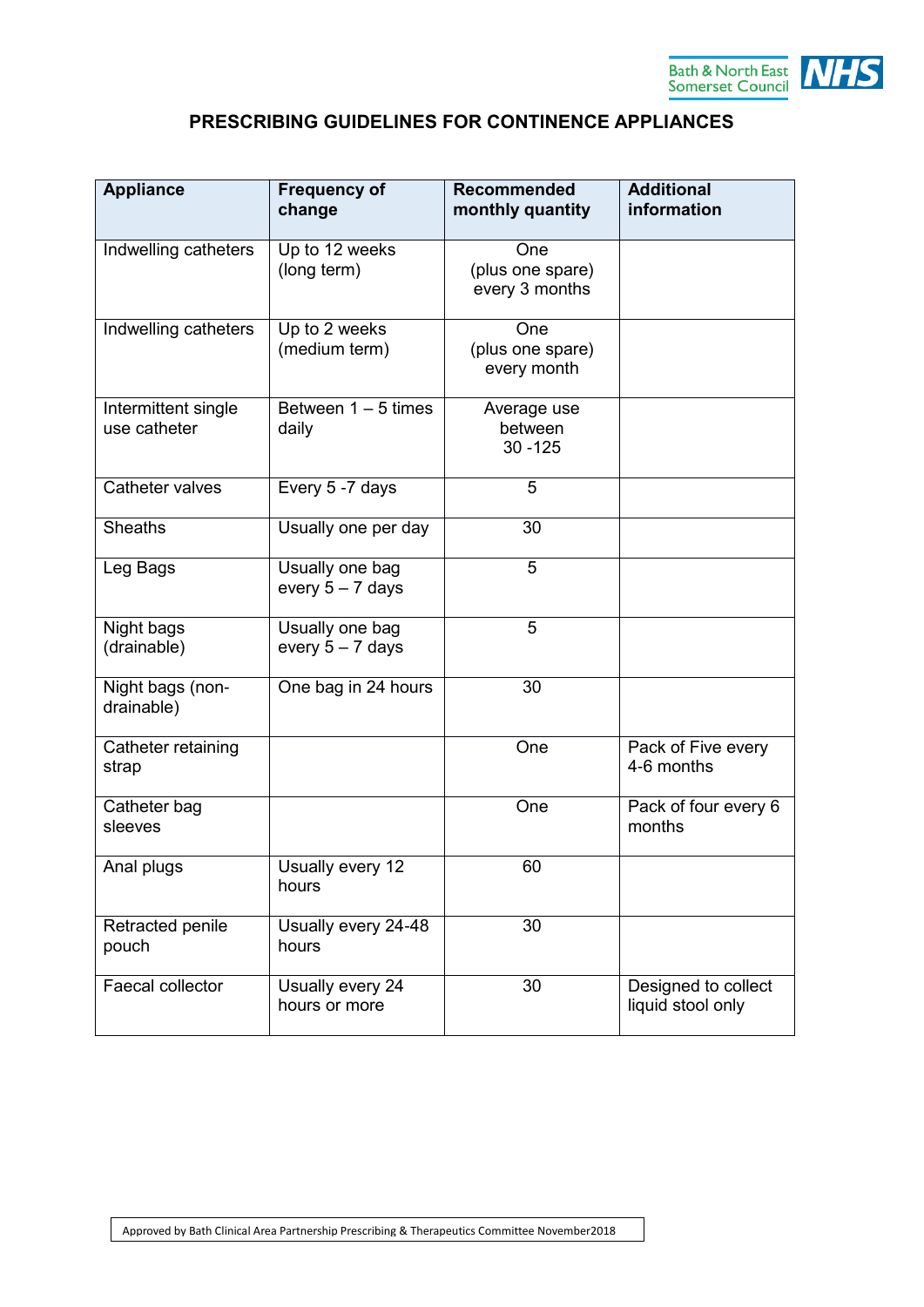## PRESCRIBING GUIDELINES FOR CONTINENCE APPLIANCES

| Appliance | Frequency of change | Recommended monthly quantity | Additional information |
|---|---|---|---|
| Indwelling catheters | Up to 12 weeks (long term) | One (plus one spare) every 3 months | |
| Indwelling catheters | Up to 2 weeks (medium term) | One (plus one spare) every month | |
| Intermittent single use catheter | Between 1 – 5 times daily | Average use between 30 -125 | |
| Catheter valves | Every 5 -7 days | 5 | |
| Sheaths | Usually one per day | 30 | |
| Leg Bags | Usually one bag every 5 – 7 days | 5 | |
| Night bags (drainable) | Usually one bag every 5 – 7 days | 5 | |
| Night bags (non-drainable) | One bag in 24 hours | 30 | |
| Catheter retaining strap | | One | Pack of Five every 4-6 months |
| Catheter bag sleeves | | One | Pack of four every 6 months |
| Anal plugs | Usually every 12 hours | 60 | |
| Retracted penile pouch | Usually every 24-48 hours | 30 | |
| Faecal collector | Usually every 24 hours or more | 30 | Designed to collect liquid stool only |

Approved by Bath Clinical Area Partnership Prescribing & Therapeutics Committee November2018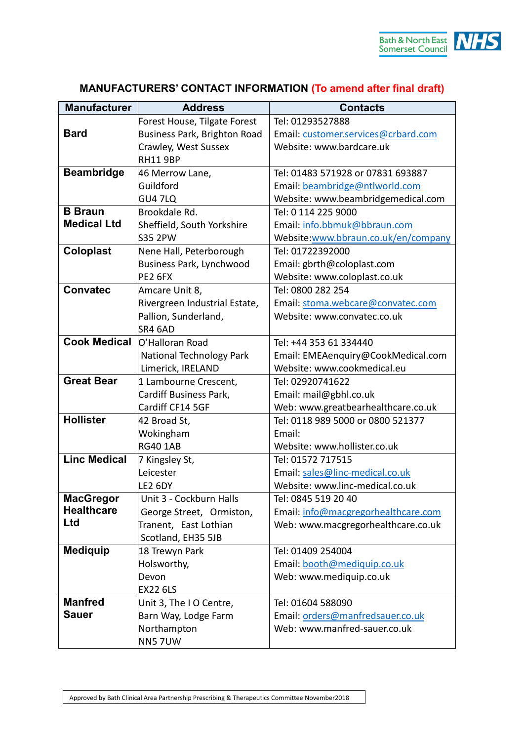## MANUFACTURERS' CONTACT INFORMATION (To amend after final draft)

| Manufacturer | Address | Contacts |
|---|---|---|
| **Bard** | Forest House, Tilgate Forest Business Park, Brighton Road Crawley, West Sussex RH11 9BP | Tel: 01293527888<br>Email: customer.services@crbard.com<br>Website: www.bardcare.uk |
| **Beambridge** | 46 Merrow Lane, Guildford GU4 7LQ | Tel: 01483 571928 or 07831 693887<br>Email: beambridge@ntlworld.com<br>Website: www.beambridgemedical.com |
| **B Braun Medical Ltd** | Brookdale Rd. Sheffield, South Yorkshire S35 2PW | Tel: 0 114 225 9000<br>Email: info.bbmuk@bbraun.com<br>Website:www.bbraun.co.uk/en/company |
| **Coloplast** | Nene Hall, Peterborough Business Park, Lynchwood PE2 6FX | Tel: 01722392000<br>Email: gbrth@coloplast.com<br>Website: www.coloplast.co.uk |
| **Convatec** | Amcare Unit 8, Rivergreen Industrial Estate, Pallion, Sunderland, SR4 6AD | Tel: 0800 282 254<br>Email: stoma.webcare@convatec.com<br>Website: www.convatec.co.uk |
| **Cook Medical** | O'Halloran Road National Technology Park Limerick, IRELAND | Tel: +44 353 61 334440<br>Email: EMEAenquiry@CookMedical.com<br>Website: www.cookmedical.eu |
| **Great Bear** | 1 Lambourne Crescent, Cardiff Business Park, Cardiff CF14 5GF | Tel: 02920741622<br>Email: mail@gbhl.co.uk<br>Web: www.greatbearhealthcare.co.uk |
| **Hollister** | 42 Broad St, Wokingham RG40 1AB | Tel: 0118 989 5000 or 0800 521377<br>Email:<br>Website: www.hollister.co.uk |
| **Linc Medical** | 7 Kingsley St, Leicester LE2 6DY | Tel: 01572 717515<br>Email: sales@linc-medical.co.uk<br>Website: www.linc-medical.co.uk |
| **MacGregor Healthcare Ltd** | Unit 3 - Cockburn Halls George Street, Ormiston, Tranent, East Lothian Scotland, EH35 5JB | Tel: 0845 519 20 40<br>Email: info@macgregorhealthcare.com<br>Web: www.macgregorhealthcare.co.uk |
| **Mediquip** | 18 Trewyn Park Holsworthy, Devon EX22 6LS | Tel: 01409 254004<br>Email: booth@mediquip.co.uk<br>Web: www.mediquip.co.uk |
| **Manfred Sauer** | Unit 3, The I O Centre, Barn Way, Lodge Farm Northampton NN5 7UW | Tel: 01604 588090<br>Email: orders@manfredsauer.co.uk<br>Web: www.manfred-sauer.co.uk |

Approved by Bath Clinical Area Partnership Prescribing & Therapeutics Committee November2018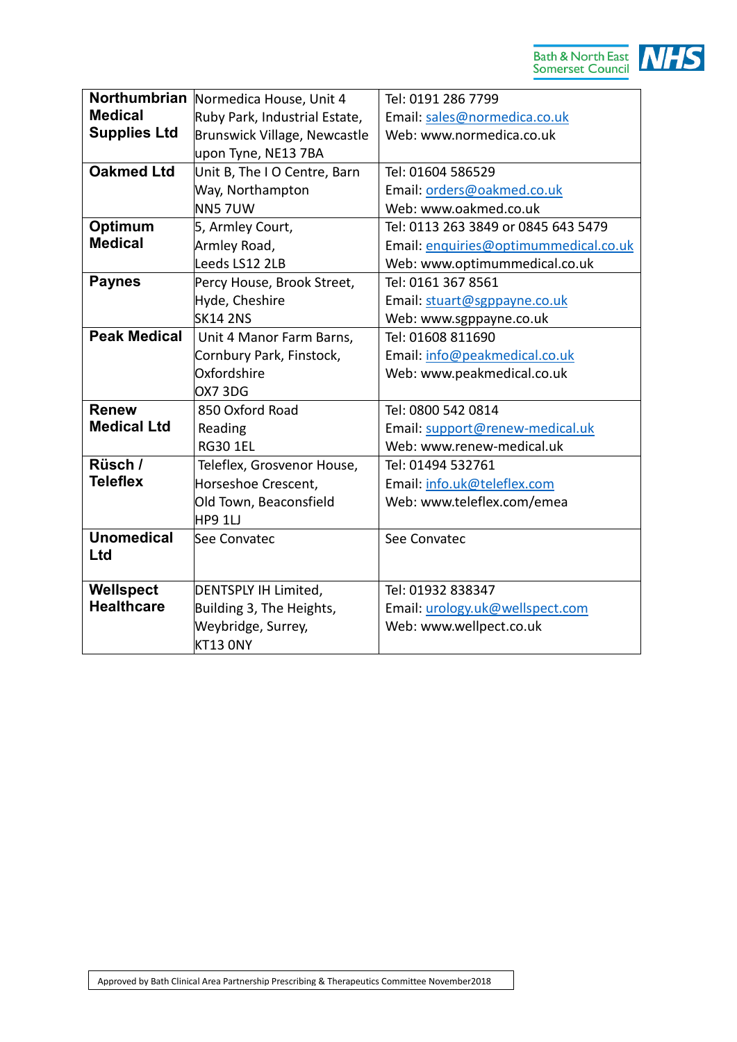| | | |
|---|---|---|
| **Northumbrian Medical Supplies Ltd** | Normedica House, Unit 4 Ruby Park, Industrial Estate, Brunswick Village, Newcastle upon Tyne, NE13 7BA | Tel: 0191 286 7799<br>Email: sales@normedica.co.uk<br>Web: www.normedica.co.uk |
| **Oakmed Ltd** | Unit B, The I O Centre, Barn Way, Northampton NN5 7UW | Tel: 01604 586529<br>Email: orders@oakmed.co.uk<br>Web: www.oakmed.co.uk |
| **Optimum Medical** | 5, Armley Court, Armley Road, Leeds LS12 2LB | Tel: 0113 263 3849 or 0845 643 5479<br>Email: enquiries@optimummedical.co.uk<br>Web: www.optimummedical.co.uk |
| **Paynes** | Percy House, Brook Street, Hyde, Cheshire SK14 2NS | Tel: 0161 367 8561<br>Email: stuart@sgppayne.co.uk<br>Web: www.sgppayne.co.uk |
| **Peak Medical** | Unit 4 Manor Farm Barns, Cornbury Park, Finstock, Oxfordshire OX7 3DG | Tel: 01608 811690<br>Email: info@peakmedical.co.uk<br>Web: www.peakmedical.co.uk |
| **Renew Medical Ltd** | 850 Oxford Road Reading RG30 1EL | Tel: 0800 542 0814<br>Email: support@renew-medical.uk<br>Web: www.renew-medical.uk |
| **Rüsch / Teleflex** | Teleflex, Grosvenor House, Horseshoe Crescent, Old Town, Beaconsfield HP9 1LJ | Tel: 01494 532761<br>Email: info.uk@teleflex.com<br>Web: www.teleflex.com/emea |
| **Unomedical Ltd** | See Convatec | See Convatec |
| **Wellspect Healthcare** | DENTSPLY IH Limited, Building 3, The Heights, Weybridge, Surrey, KT13 0NY | Tel: 01932 838347<br>Email: urology.uk@wellspect.com<br>Web: www.wellpect.co.uk |

Approved by Bath Clinical Area Partnership Prescribing & Therapeutics Committee November2018